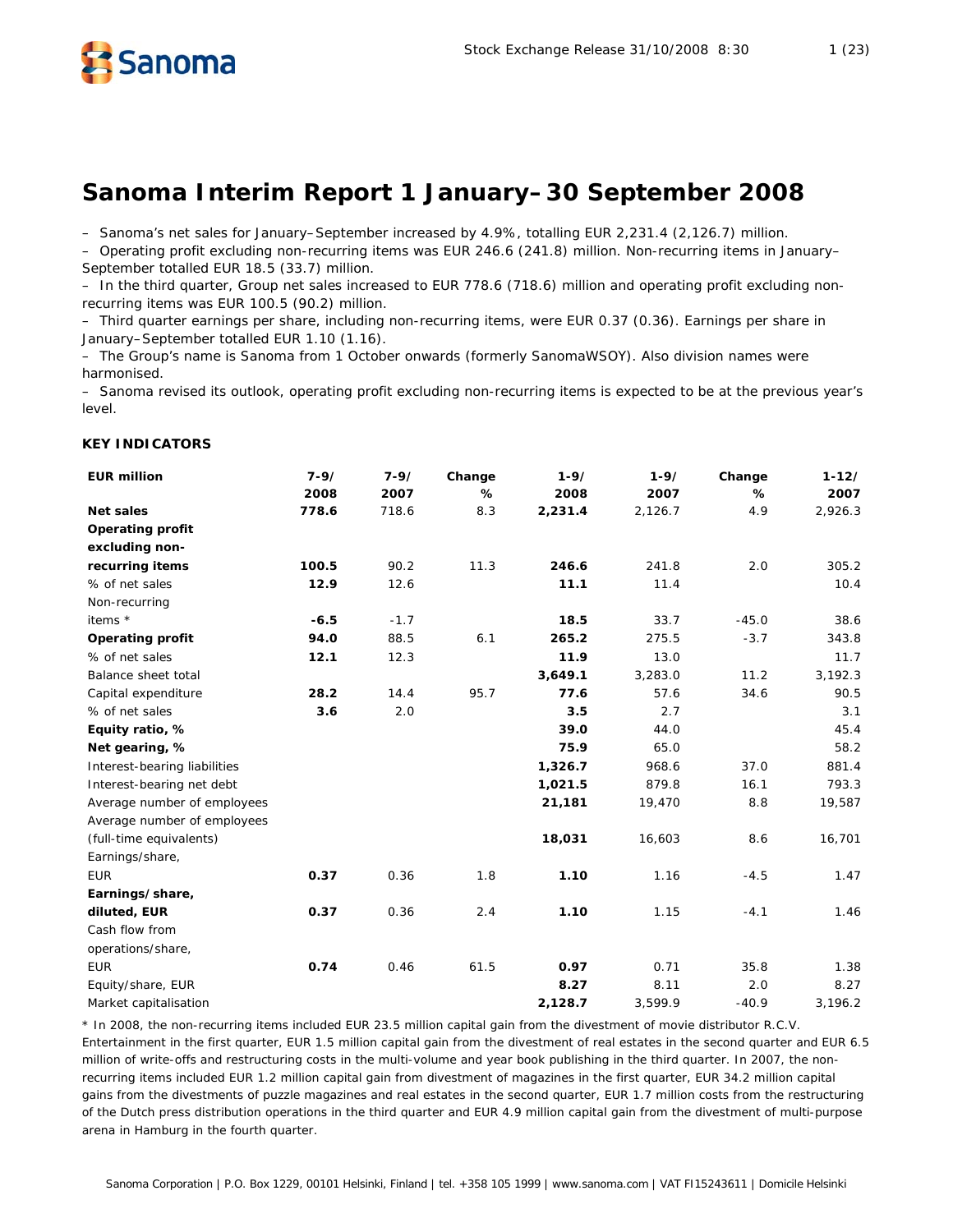# Sanoma Interim Report 1 January–30 September 2008

– Sanoma's net sales for January–September increased by 4.9%, totalling EUR 2,231.4 (2,126.7) million.
– Operating profit excluding non-recurring items was EUR 246.6 (241.8) million. Non-recurring items in January–September totalled EUR 18.5 (33.7) million.
– In the third quarter, Group net sales increased to EUR 778.6 (718.6) million and operating profit excluding non-recurring items was EUR 100.5 (90.2) million.
– Third quarter earnings per share, including non-recurring items, were EUR 0.37 (0.36). Earnings per share in January–September totalled EUR 1.10 (1.16).
– The Group's name is Sanoma from 1 October onwards (formerly SanomaWSOY). Also division names were harmonised.
– Sanoma revised its outlook, operating profit excluding non-recurring items is expected to be at the previous year's level.

### KEY INDICATORS

| EUR million | 7-9/ 2008 | 7-9/ 2007 | Change % | 1-9/ 2008 | 1-9/ 2007 | Change % | 1-12/ 2007 |
|---|---|---|---|---|---|---|---|
| **Net sales** | **778.6** | 718.6 | 8.3 | **2,231.4** | 2,126.7 | 4.9 | 2,926.3 |
| **Operating profit excluding non-recurring items** | **100.5** | 90.2 | 11.3 | **246.6** | 241.8 | 2.0 | 305.2 |
| % of net sales | **12.9** | 12.6 | | **11.1** | 11.4 | | 10.4 |
| Non-recurring items * | **-6.5** | -1.7 | | **18.5** | 33.7 | -45.0 | 38.6 |
| **Operating profit** | **94.0** | 88.5 | 6.1 | **265.2** | 275.5 | -3.7 | 343.8 |
| % of net sales | **12.1** | 12.3 | | **11.9** | 13.0 | | 11.7 |
| Balance sheet total | | | | **3,649.1** | 3,283.0 | 11.2 | 3,192.3 |
| Capital expenditure | **28.2** | 14.4 | 95.7 | **77.6** | 57.6 | 34.6 | 90.5 |
| % of net sales | **3.6** | 2.0 | | **3.5** | 2.7 | | 3.1 |
| **Equity ratio, %** | | | | **39.0** | 44.0 | | 45.4 |
| **Net gearing, %** | | | | **75.9** | 65.0 | | 58.2 |
| Interest-bearing liabilities | | | | **1,326.7** | 968.6 | 37.0 | 881.4 |
| Interest-bearing net debt | | | | **1,021.5** | 879.8 | 16.1 | 793.3 |
| Average number of employees | | | | **21,181** | 19,470 | 8.8 | 19,587 |
| Average number of employees (full-time equivalents) | | | | **18,031** | 16,603 | 8.6 | 16,701 |
| Earnings/share, EUR | **0.37** | 0.36 | 1.8 | **1.10** | 1.16 | -4.5 | 1.47 |
| **Earnings/share, diluted, EUR** | **0.37** | 0.36 | 2.4 | **1.10** | 1.15 | -4.1 | 1.46 |
| Cash flow from operations/share, EUR | **0.74** | 0.46 | 61.5 | **0.97** | 0.71 | 35.8 | 1.38 |
| Equity/share, EUR | | | | **8.27** | 8.11 | 2.0 | 8.27 |
| Market capitalisation | | | | **2,128.7** | 3,599.9 | -40.9 | 3,196.2 |

\* In 2008, the non-recurring items included EUR 23.5 million capital gain from the divestment of movie distributor R.C.V. Entertainment in the first quarter, EUR 1.5 million capital gain from the divestment of real estates in the second quarter and EUR 6.5 million of write-offs and restructuring costs in the multi-volume and year book publishing in the third quarter. In 2007, the non-recurring items included EUR 1.2 million capital gain from divestment of magazines in the first quarter, EUR 34.2 million capital gains from the divestments of puzzle magazines and real estates in the second quarter, EUR 1.7 million costs from the restructuring of the Dutch press distribution operations in the third quarter and EUR 4.9 million capital gain from the divestment of multi-purpose arena in Hamburg in the fourth quarter.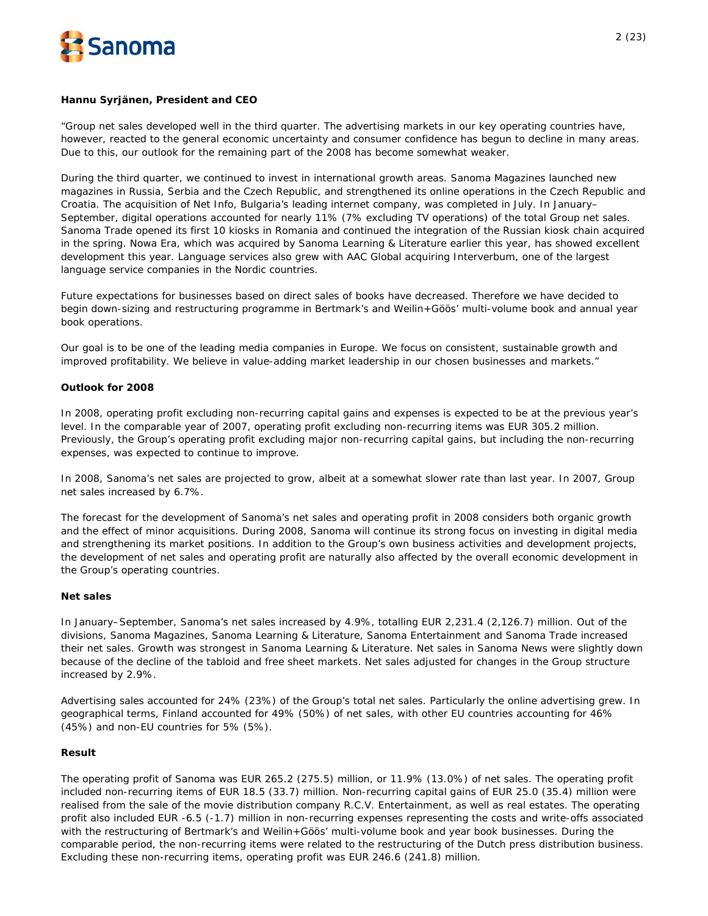**Hannu Syrjänen, President and CEO**

"Group net sales developed well in the third quarter. The advertising markets in our key operating countries have, however, reacted to the general economic uncertainty and consumer confidence has begun to decline in many areas. Due to this, our outlook for the remaining part of the 2008 has become somewhat weaker.

During the third quarter, we continued to invest in international growth areas. Sanoma Magazines launched new magazines in Russia, Serbia and the Czech Republic, and strengthened its online operations in the Czech Republic and Croatia. The acquisition of Net Info, Bulgaria's leading internet company, was completed in July. In January–September, digital operations accounted for nearly 11% (7% excluding TV operations) of the total Group net sales. Sanoma Trade opened its first 10 kiosks in Romania and continued the integration of the Russian kiosk chain acquired in the spring. Nowa Era, which was acquired by Sanoma Learning & Literature earlier this year, has showed excellent development this year. Language services also grew with AAC Global acquiring Interverbum, one of the largest language service companies in the Nordic countries.

Future expectations for businesses based on direct sales of books have decreased. Therefore we have decided to begin down-sizing and restructuring programme in Bertmark's and Weilin+Göös' multi-volume book and annual year book operations.

Our goal is to be one of the leading media companies in Europe. We focus on consistent, sustainable growth and improved profitability. We believe in value-adding market leadership in our chosen businesses and markets."

**Outlook for 2008**

In 2008, operating profit excluding non-recurring capital gains and expenses is expected to be at the previous year's level. In the comparable year of 2007, operating profit excluding non-recurring items was EUR 305.2 million. Previously, the Group's operating profit excluding major non-recurring capital gains, but including the non-recurring expenses, was expected to continue to improve.

In 2008, Sanoma's net sales are projected to grow, albeit at a somewhat slower rate than last year. In 2007, Group net sales increased by 6.7%.

The forecast for the development of Sanoma's net sales and operating profit in 2008 considers both organic growth and the effect of minor acquisitions. During 2008, Sanoma will continue its strong focus on investing in digital media and strengthening its market positions. In addition to the Group's own business activities and development projects, the development of net sales and operating profit are naturally also affected by the overall economic development in the Group's operating countries.

**Net sales**

In January–September, Sanoma's net sales increased by 4.9%, totalling EUR 2,231.4 (2,126.7) million. Out of the divisions, Sanoma Magazines, Sanoma Learning & Literature, Sanoma Entertainment and Sanoma Trade increased their net sales. Growth was strongest in Sanoma Learning & Literature. Net sales in Sanoma News were slightly down because of the decline of the tabloid and free sheet markets. Net sales adjusted for changes in the Group structure increased by 2.9%.

Advertising sales accounted for 24% (23%) of the Group's total net sales. Particularly the online advertising grew. In geographical terms, Finland accounted for 49% (50%) of net sales, with other EU countries accounting for 46% (45%) and non-EU countries for 5% (5%).

**Result**

The operating profit of Sanoma was EUR 265.2 (275.5) million, or 11.9% (13.0%) of net sales. The operating profit included non-recurring items of EUR 18.5 (33.7) million. Non-recurring capital gains of EUR 25.0 (35.4) million were realised from the sale of the movie distribution company R.C.V. Entertainment, as well as real estates. The operating profit also included EUR -6.5 (-1.7) million in non-recurring expenses representing the costs and write-offs associated with the restructuring of Bertmark's and Weilin+Göös' multi-volume book and year book businesses. During the comparable period, the non-recurring items were related to the restructuring of the Dutch press distribution business. Excluding these non-recurring items, operating profit was EUR 246.6 (241.8) million.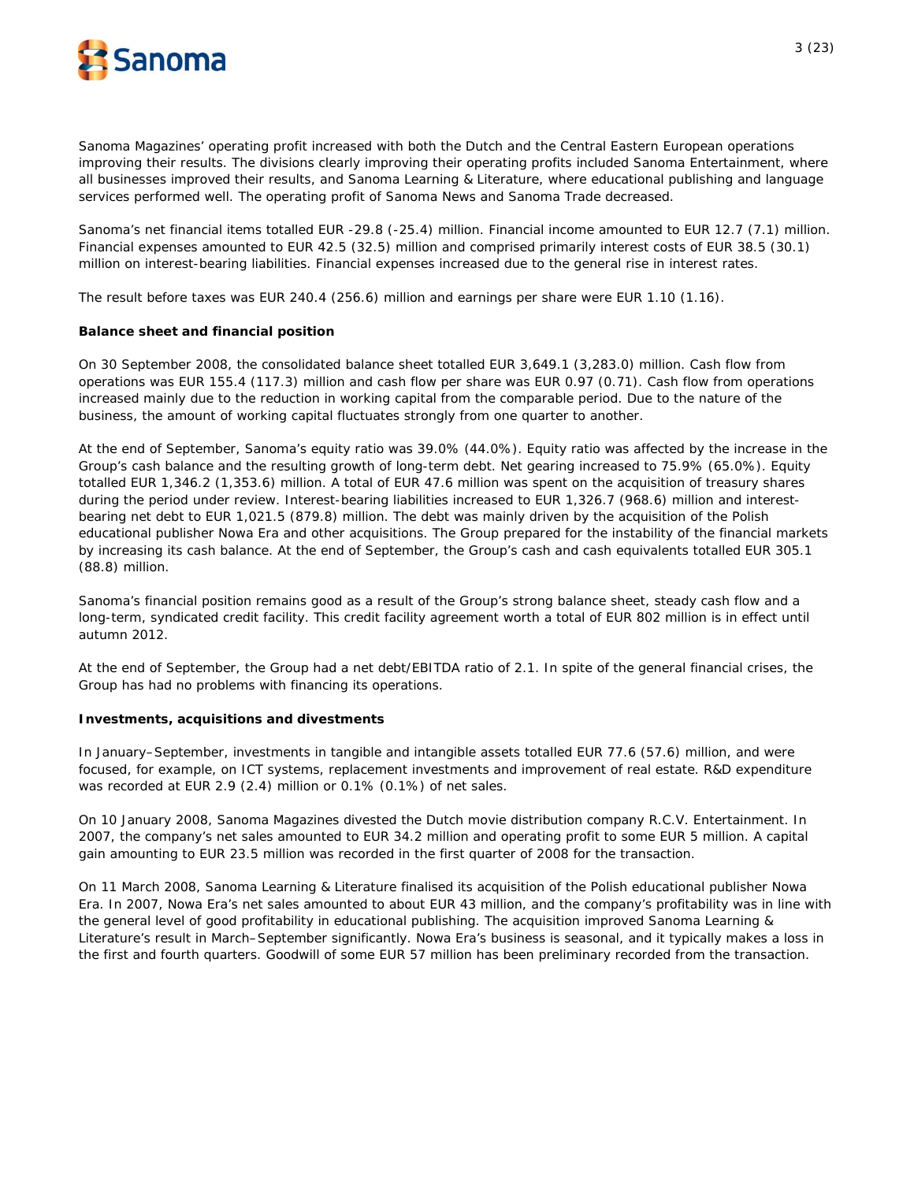Sanoma Magazines' operating profit increased with both the Dutch and the Central Eastern European operations improving their results. The divisions clearly improving their operating profits included Sanoma Entertainment, where all businesses improved their results, and Sanoma Learning & Literature, where educational publishing and language services performed well. The operating profit of Sanoma News and Sanoma Trade decreased.

Sanoma's net financial items totalled EUR -29.8 (-25.4) million. Financial income amounted to EUR 12.7 (7.1) million. Financial expenses amounted to EUR 42.5 (32.5) million and comprised primarily interest costs of EUR 38.5 (30.1) million on interest-bearing liabilities. Financial expenses increased due to the general rise in interest rates.

The result before taxes was EUR 240.4 (256.6) million and earnings per share were EUR 1.10 (1.16).

**Balance sheet and financial position**

On 30 September 2008, the consolidated balance sheet totalled EUR 3,649.1 (3,283.0) million. Cash flow from operations was EUR 155.4 (117.3) million and cash flow per share was EUR 0.97 (0.71). Cash flow from operations increased mainly due to the reduction in working capital from the comparable period. Due to the nature of the business, the amount of working capital fluctuates strongly from one quarter to another.

At the end of September, Sanoma's equity ratio was 39.0% (44.0%). Equity ratio was affected by the increase in the Group's cash balance and the resulting growth of long-term debt. Net gearing increased to 75.9% (65.0%). Equity totalled EUR 1,346.2 (1,353.6) million. A total of EUR 47.6 million was spent on the acquisition of treasury shares during the period under review. Interest-bearing liabilities increased to EUR 1,326.7 (968.6) million and interest-bearing net debt to EUR 1,021.5 (879.8) million. The debt was mainly driven by the acquisition of the Polish educational publisher Nowa Era and other acquisitions. The Group prepared for the instability of the financial markets by increasing its cash balance. At the end of September, the Group's cash and cash equivalents totalled EUR 305.1 (88.8) million.

Sanoma's financial position remains good as a result of the Group's strong balance sheet, steady cash flow and a long-term, syndicated credit facility. This credit facility agreement worth a total of EUR 802 million is in effect until autumn 2012.

At the end of September, the Group had a net debt/EBITDA ratio of 2.1. In spite of the general financial crises, the Group has had no problems with financing its operations.

**Investments, acquisitions and divestments**

In January–September, investments in tangible and intangible assets totalled EUR 77.6 (57.6) million, and were focused, for example, on ICT systems, replacement investments and improvement of real estate. R&D expenditure was recorded at EUR 2.9 (2.4) million or 0.1% (0.1%) of net sales.

On 10 January 2008, Sanoma Magazines divested the Dutch movie distribution company R.C.V. Entertainment. In 2007, the company's net sales amounted to EUR 34.2 million and operating profit to some EUR 5 million. A capital gain amounting to EUR 23.5 million was recorded in the first quarter of 2008 for the transaction.

On 11 March 2008, Sanoma Learning & Literature finalised its acquisition of the Polish educational publisher Nowa Era. In 2007, Nowa Era's net sales amounted to about EUR 43 million, and the company's profitability was in line with the general level of good profitability in educational publishing. The acquisition improved Sanoma Learning & Literature's result in March–September significantly. Nowa Era's business is seasonal, and it typically makes a loss in the first and fourth quarters. Goodwill of some EUR 57 million has been preliminary recorded from the transaction.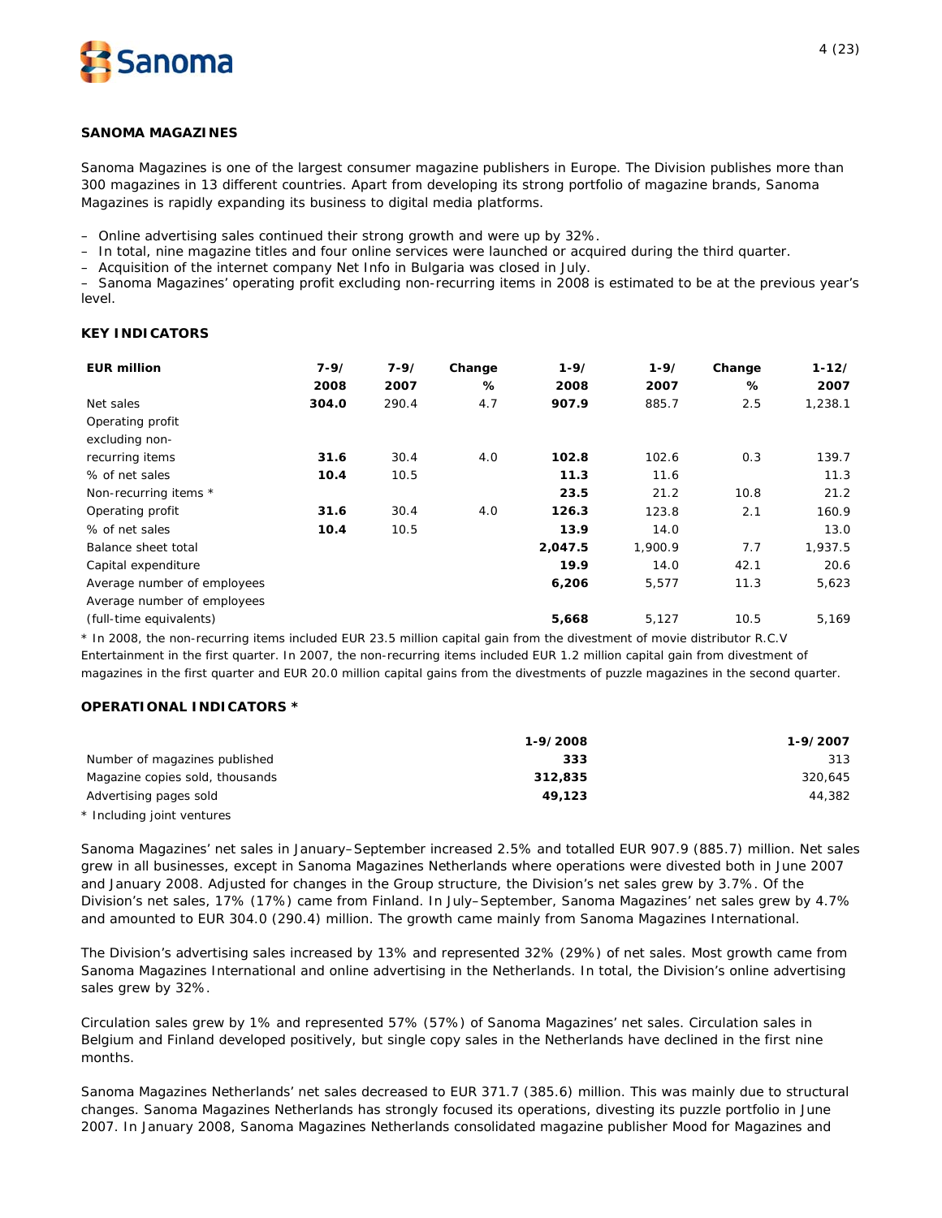## SANOMA MAGAZINES

Sanoma Magazines is one of the largest consumer magazine publishers in Europe. The Division publishes more than 300 magazines in 13 different countries. Apart from developing its strong portfolio of magazine brands, Sanoma Magazines is rapidly expanding its business to digital media platforms.

- Online advertising sales continued their strong growth and were up by 32%.
- In total, nine magazine titles and four online services were launched or acquired during the third quarter.
- Acquisition of the internet company Net Info in Bulgaria was closed in July.
- Sanoma Magazines' operating profit excluding non-recurring items in 2008 is estimated to be at the previous year's level.

### KEY INDICATORS

| EUR million | 7-9/ 2008 | 7-9/ 2007 | Change % | 1-9/ 2008 | 1-9/ 2007 | Change % | 1-12/ 2007 |
|---|---|---|---|---|---|---|---|
| Net sales | **304.0** | 290.4 | 4.7 | **907.9** | 885.7 | 2.5 | 1,238.1 |
| Operating profit excluding non-recurring items | **31.6** | 30.4 | 4.0 | **102.8** | 102.6 | 0.3 | 139.7 |
| % of net sales | **10.4** | 10.5 | | **11.3** | 11.6 | | 11.3 |
| Non-recurring items * | | | | **23.5** | 21.2 | 10.8 | 21.2 |
| Operating profit | **31.6** | 30.4 | 4.0 | **126.3** | 123.8 | 2.1 | 160.9 |
| % of net sales | **10.4** | 10.5 | | **13.9** | 14.0 | | 13.0 |
| Balance sheet total | | | | **2,047.5** | 1,900.9 | 7.7 | 1,937.5 |
| Capital expenditure | | | | **19.9** | 14.0 | 42.1 | 20.6 |
| Average number of employees | | | | **6,206** | 5,577 | 11.3 | 5,623 |
| Average number of employees (full-time equivalents) | | | | **5,668** | 5,127 | 10.5 | 5,169 |

\* In 2008, the non-recurring items included EUR 23.5 million capital gain from the divestment of movie distributor R.C.V Entertainment in the first quarter. In 2007, the non-recurring items included EUR 1.2 million capital gain from divestment of magazines in the first quarter and EUR 20.0 million capital gains from the divestments of puzzle magazines in the second quarter.

### OPERATIONAL INDICATORS *

| | 1-9/2008 | 1-9/2007 |
|---|---|---|
| Number of magazines published | **333** | 313 |
| Magazine copies sold, thousands | **312,835** | 320,645 |
| Advertising pages sold | **49,123** | 44,382 |

\* Including joint ventures

Sanoma Magazines' net sales in January–September increased 2.5% and totalled EUR 907.9 (885.7) million. Net sales grew in all businesses, except in Sanoma Magazines Netherlands where operations were divested both in June 2007 and January 2008. Adjusted for changes in the Group structure, the Division's net sales grew by 3.7%. Of the Division's net sales, 17% (17%) came from Finland. In July–September, Sanoma Magazines' net sales grew by 4.7% and amounted to EUR 304.0 (290.4) million. The growth came mainly from Sanoma Magazines International.

The Division's advertising sales increased by 13% and represented 32% (29%) of net sales. Most growth came from Sanoma Magazines International and online advertising in the Netherlands. In total, the Division's online advertising sales grew by 32%.

Circulation sales grew by 1% and represented 57% (57%) of Sanoma Magazines' net sales. Circulation sales in Belgium and Finland developed positively, but single copy sales in the Netherlands have declined in the first nine months.

Sanoma Magazines Netherlands' net sales decreased to EUR 371.7 (385.6) million. This was mainly due to structural changes. Sanoma Magazines Netherlands has strongly focused its operations, divesting its puzzle portfolio in June 2007. In January 2008, Sanoma Magazines Netherlands consolidated magazine publisher Mood for Magazines and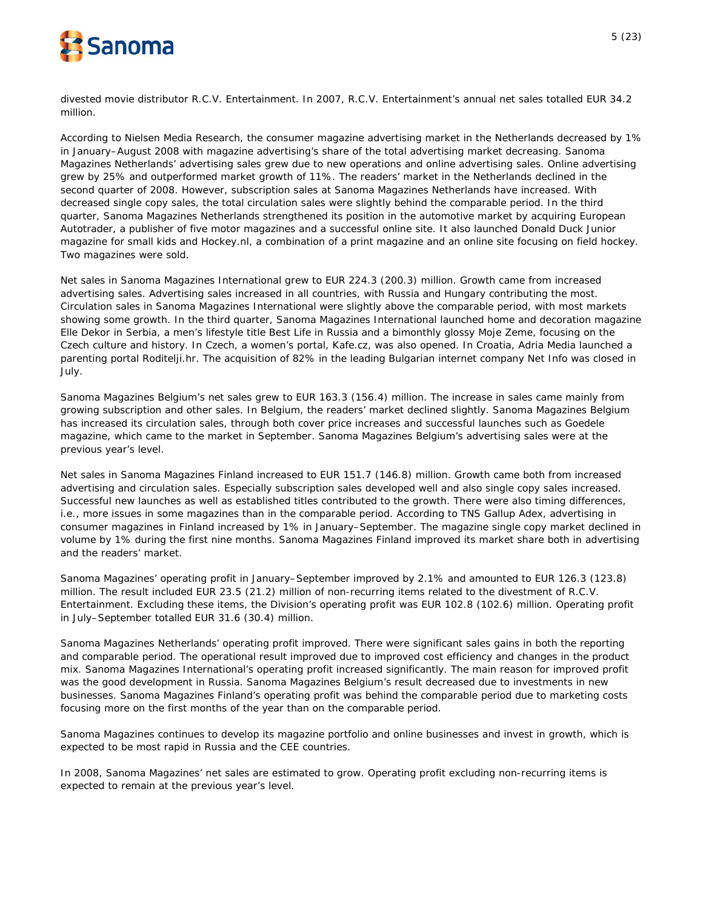divested movie distributor R.C.V. Entertainment. In 2007, R.C.V. Entertainment's annual net sales totalled EUR 34.2 million.

According to Nielsen Media Research, the consumer magazine advertising market in the Netherlands decreased by 1% in January–August 2008 with magazine advertising's share of the total advertising market decreasing. Sanoma Magazines Netherlands' advertising sales grew due to new operations and online advertising sales. Online advertising grew by 25% and outperformed market growth of 11%. The readers' market in the Netherlands declined in the second quarter of 2008. However, subscription sales at Sanoma Magazines Netherlands have increased. With decreased single copy sales, the total circulation sales were slightly behind the comparable period. In the third quarter, Sanoma Magazines Netherlands strengthened its position in the automotive market by acquiring European Autotrader, a publisher of five motor magazines and a successful online site. It also launched Donald Duck Junior magazine for small kids and Hockey.nl, a combination of a print magazine and an online site focusing on field hockey. Two magazines were sold.

Net sales in Sanoma Magazines International grew to EUR 224.3 (200.3) million. Growth came from increased advertising sales. Advertising sales increased in all countries, with Russia and Hungary contributing the most. Circulation sales in Sanoma Magazines International were slightly above the comparable period, with most markets showing some growth. In the third quarter, Sanoma Magazines International launched home and decoration magazine Elle Dekor in Serbia, a men's lifestyle title Best Life in Russia and a bimonthly glossy Moje Zeme, focusing on the Czech culture and history. In Czech, a women's portal, Kafe.cz, was also opened. In Croatia, Adria Media launched a parenting portal Roditelji.hr. The acquisition of 82% in the leading Bulgarian internet company Net Info was closed in July.

Sanoma Magazines Belgium's net sales grew to EUR 163.3 (156.4) million. The increase in sales came mainly from growing subscription and other sales. In Belgium, the readers' market declined slightly. Sanoma Magazines Belgium has increased its circulation sales, through both cover price increases and successful launches such as Goedele magazine, which came to the market in September. Sanoma Magazines Belgium's advertising sales were at the previous year's level.

Net sales in Sanoma Magazines Finland increased to EUR 151.7 (146.8) million. Growth came both from increased advertising and circulation sales. Especially subscription sales developed well and also single copy sales increased. Successful new launches as well as established titles contributed to the growth. There were also timing differences, i.e., more issues in some magazines than in the comparable period. According to TNS Gallup Adex, advertising in consumer magazines in Finland increased by 1% in January–September. The magazine single copy market declined in volume by 1% during the first nine months. Sanoma Magazines Finland improved its market share both in advertising and the readers' market.

Sanoma Magazines' operating profit in January–September improved by 2.1% and amounted to EUR 126.3 (123.8) million. The result included EUR 23.5 (21.2) million of non-recurring items related to the divestment of R.C.V. Entertainment. Excluding these items, the Division's operating profit was EUR 102.8 (102.6) million. Operating profit in July–September totalled EUR 31.6 (30.4) million.

Sanoma Magazines Netherlands' operating profit improved. There were significant sales gains in both the reporting and comparable period. The operational result improved due to improved cost efficiency and changes in the product mix. Sanoma Magazines International's operating profit increased significantly. The main reason for improved profit was the good development in Russia. Sanoma Magazines Belgium's result decreased due to investments in new businesses. Sanoma Magazines Finland's operating profit was behind the comparable period due to marketing costs focusing more on the first months of the year than on the comparable period.

Sanoma Magazines continues to develop its magazine portfolio and online businesses and invest in growth, which is expected to be most rapid in Russia and the CEE countries.

In 2008, Sanoma Magazines' net sales are estimated to grow. Operating profit excluding non-recurring items is expected to remain at the previous year's level.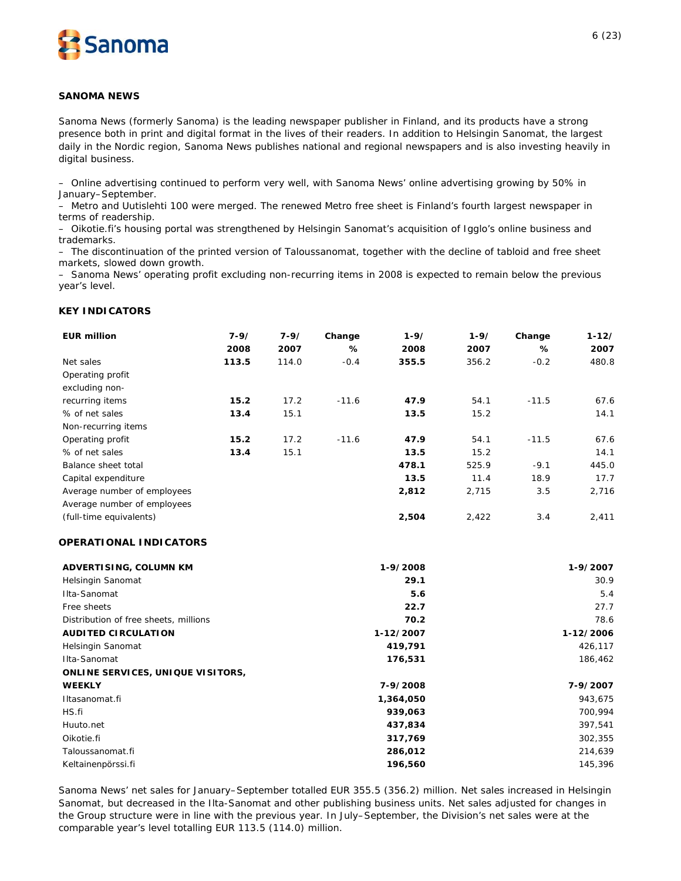## SANOMA NEWS

Sanoma News (formerly Sanoma) is the leading newspaper publisher in Finland, and its products have a strong presence both in print and digital format in the lives of their readers. In addition to Helsingin Sanomat, the largest daily in the Nordic region, Sanoma News publishes national and regional newspapers and is also investing heavily in digital business.

– Online advertising continued to perform very well, with Sanoma News' online advertising growing by 50% in January–September.
– Metro and Uutislehti 100 were merged. The renewed Metro free sheet is Finland's fourth largest newspaper in terms of readership.
– Oikotie.fi's housing portal was strengthened by Helsingin Sanomat's acquisition of Igglo's online business and trademarks.
– The discontinuation of the printed version of Taloussanomat, together with the decline of tabloid and free sheet markets, slowed down growth.
– Sanoma News' operating profit excluding non-recurring items in 2008 is expected to remain below the previous year's level.

### KEY INDICATORS

| EUR million | 7-9/ 2008 | 7-9/ 2007 | Change % | 1-9/ 2008 | 1-9/ 2007 | Change % | 1-12/ 2007 |
|---|---|---|---|---|---|---|---|
| Net sales | **113.5** | 114.0 | -0.4 | **355.5** | 356.2 | -0.2 | 480.8 |
| Operating profit excluding non-recurring items | **15.2** | 17.2 | -11.6 | **47.9** | 54.1 | -11.5 | 67.6 |
| % of net sales | **13.4** | 15.1 | | **13.5** | 15.2 | | 14.1 |
| Non-recurring items | | | | | | | |
| Operating profit | **15.2** | 17.2 | -11.6 | **47.9** | 54.1 | -11.5 | 67.6 |
| % of net sales | **13.4** | 15.1 | | **13.5** | 15.2 | | 14.1 |
| Balance sheet total | | | | **478.1** | 525.9 | -9.1 | 445.0 |
| Capital expenditure | | | | **13.5** | 11.4 | 18.9 | 17.7 |
| Average number of employees | | | | **2,812** | 2,715 | 3.5 | 2,716 |
| Average number of employees (full-time equivalents) | | | | **2,504** | 2,422 | 3.4 | 2,411 |

### OPERATIONAL INDICATORS

| ADVERTISING, COLUMN KM | 1-9/2008 | 1-9/2007 |
|---|---|---|
| Helsingin Sanomat | **29.1** | 30.9 |
| Ilta-Sanomat | **5.6** | 5.4 |
| Free sheets | **22.7** | 27.7 |
| Distribution of free sheets, millions | **70.2** | 78.6 |
| **AUDITED CIRCULATION** | **1-12/2007** | **1-12/2006** |
| Helsingin Sanomat | **419,791** | 426,117 |
| Ilta-Sanomat | **176,531** | 186,462 |
| **ONLINE SERVICES, UNIQUE VISITORS, WEEKLY** | **7-9/2008** | **7-9/2007** |
| Iltasanomat.fi | **1,364,050** | 943,675 |
| HS.fi | **939,063** | 700,994 |
| Huuto.net | **437,834** | 397,541 |
| Oikotie.fi | **317,769** | 302,355 |
| Taloussanomat.fi | **286,012** | 214,639 |
| Keltainenpörssi.fi | **196,560** | 145,396 |

Sanoma News' net sales for January–September totalled EUR 355.5 (356.2) million. Net sales increased in Helsingin Sanomat, but decreased in the Ilta-Sanomat and other publishing business units. Net sales adjusted for changes in the Group structure were in line with the previous year. In July–September, the Division's net sales were at the comparable year's level totalling EUR 113.5 (114.0) million.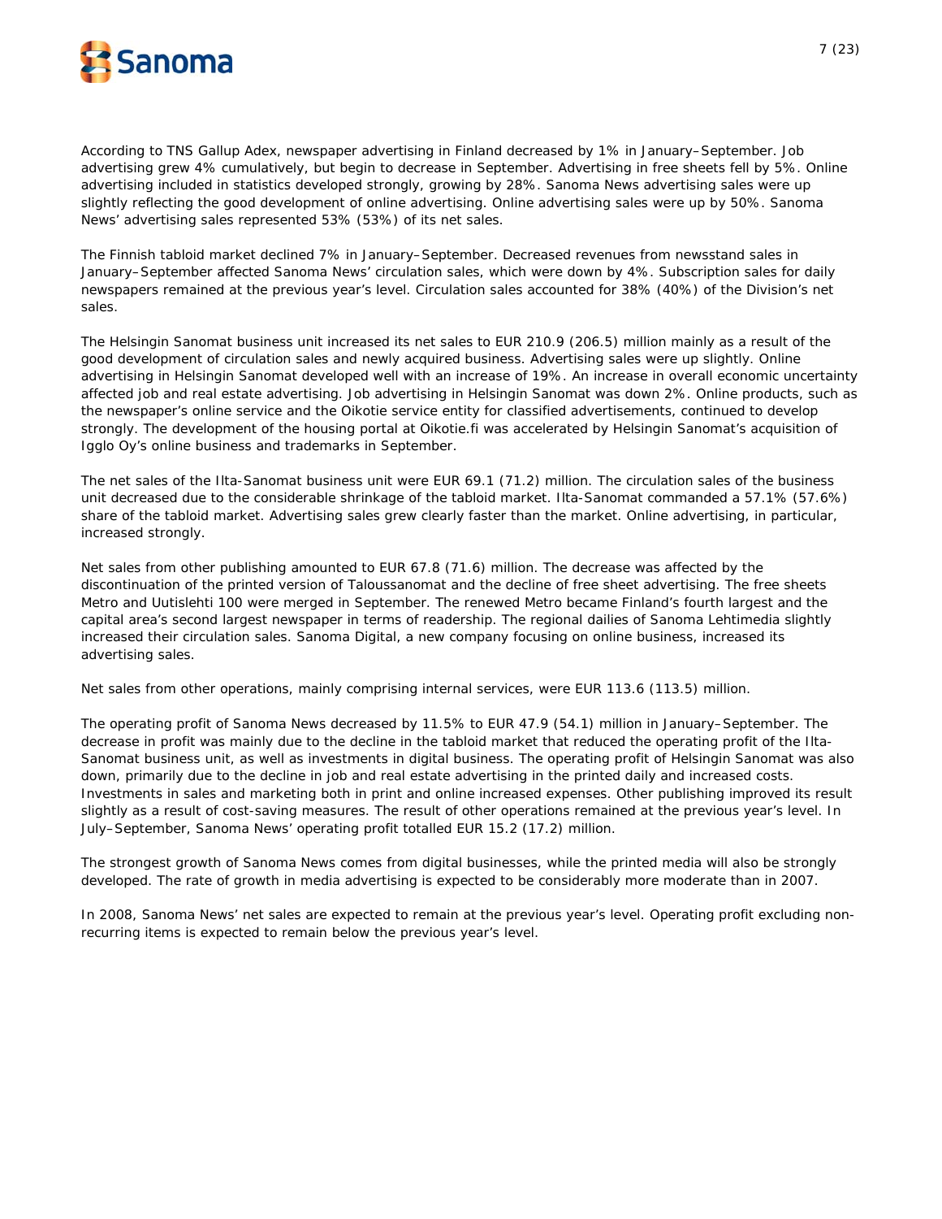According to TNS Gallup Adex, newspaper advertising in Finland decreased by 1% in January–September. Job advertising grew 4% cumulatively, but begin to decrease in September. Advertising in free sheets fell by 5%. Online advertising included in statistics developed strongly, growing by 28%. Sanoma News advertising sales were up slightly reflecting the good development of online advertising. Online advertising sales were up by 50%. Sanoma News' advertising sales represented 53% (53%) of its net sales.

The Finnish tabloid market declined 7% in January–September. Decreased revenues from newsstand sales in January–September affected Sanoma News' circulation sales, which were down by 4%. Subscription sales for daily newspapers remained at the previous year's level. Circulation sales accounted for 38% (40%) of the Division's net sales.

The Helsingin Sanomat business unit increased its net sales to EUR 210.9 (206.5) million mainly as a result of the good development of circulation sales and newly acquired business. Advertising sales were up slightly. Online advertising in Helsingin Sanomat developed well with an increase of 19%. An increase in overall economic uncertainty affected job and real estate advertising. Job advertising in Helsingin Sanomat was down 2%. Online products, such as the newspaper's online service and the Oikotie service entity for classified advertisements, continued to develop strongly. The development of the housing portal at Oikotie.fi was accelerated by Helsingin Sanomat's acquisition of Igglo Oy's online business and trademarks in September.

The net sales of the Ilta-Sanomat business unit were EUR 69.1 (71.2) million. The circulation sales of the business unit decreased due to the considerable shrinkage of the tabloid market. Ilta-Sanomat commanded a 57.1% (57.6%) share of the tabloid market. Advertising sales grew clearly faster than the market. Online advertising, in particular, increased strongly.

Net sales from other publishing amounted to EUR 67.8 (71.6) million. The decrease was affected by the discontinuation of the printed version of Taloussanomat and the decline of free sheet advertising. The free sheets Metro and Uutislehti 100 were merged in September. The renewed Metro became Finland's fourth largest and the capital area's second largest newspaper in terms of readership. The regional dailies of Sanoma Lehtimedia slightly increased their circulation sales. Sanoma Digital, a new company focusing on online business, increased its advertising sales.

Net sales from other operations, mainly comprising internal services, were EUR 113.6 (113.5) million.

The operating profit of Sanoma News decreased by 11.5% to EUR 47.9 (54.1) million in January–September. The decrease in profit was mainly due to the decline in the tabloid market that reduced the operating profit of the Ilta-Sanomat business unit, as well as investments in digital business. The operating profit of Helsingin Sanomat was also down, primarily due to the decline in job and real estate advertising in the printed daily and increased costs. Investments in sales and marketing both in print and online increased expenses. Other publishing improved its result slightly as a result of cost-saving measures. The result of other operations remained at the previous year's level. In July–September, Sanoma News' operating profit totalled EUR 15.2 (17.2) million.

The strongest growth of Sanoma News comes from digital businesses, while the printed media will also be strongly developed. The rate of growth in media advertising is expected to be considerably more moderate than in 2007.

In 2008, Sanoma News' net sales are expected to remain at the previous year's level. Operating profit excluding non-recurring items is expected to remain below the previous year's level.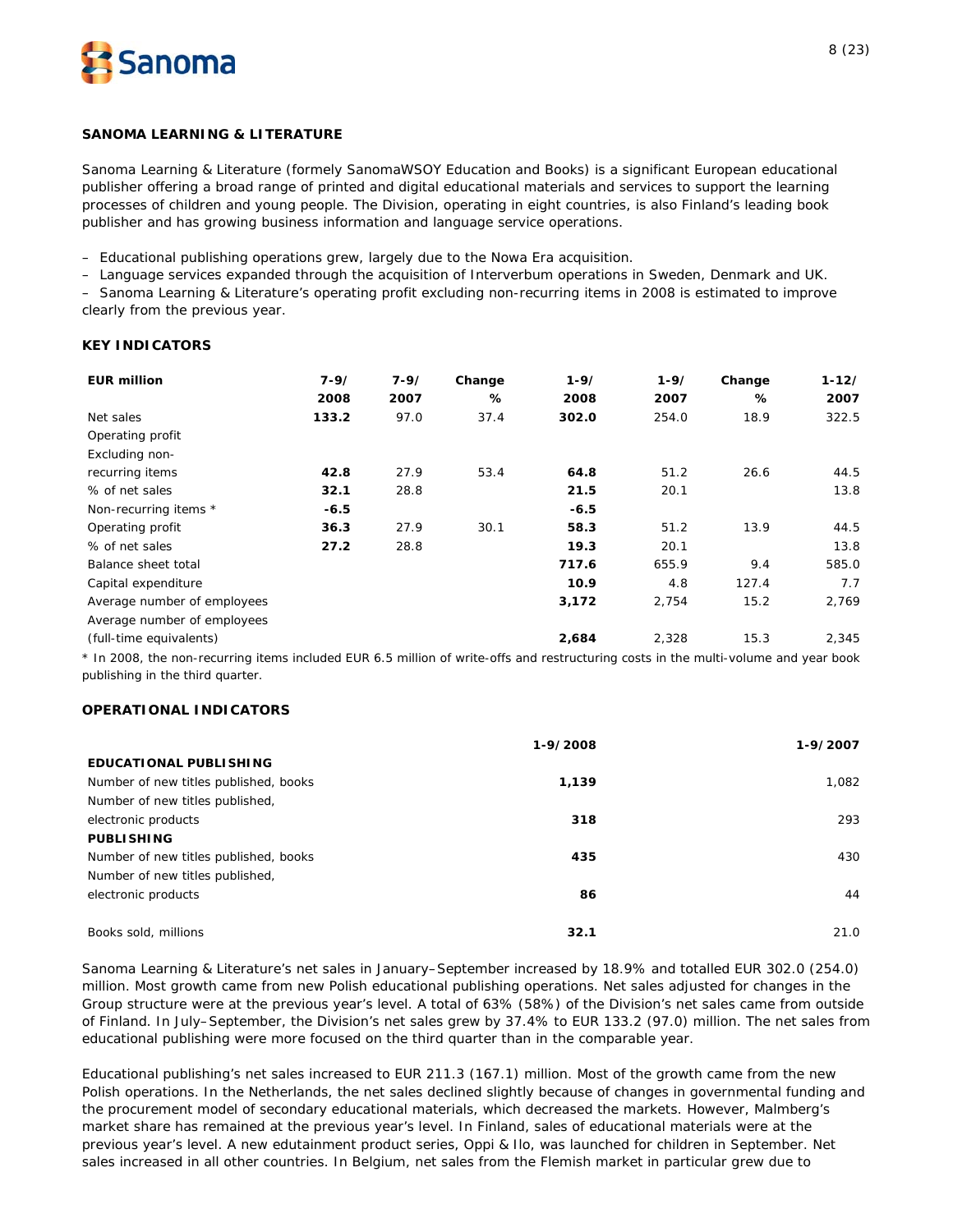## SANOMA LEARNING & LITERATURE

Sanoma Learning & Literature (formely SanomaWSOY Education and Books) is a significant European educational publisher offering a broad range of printed and digital educational materials and services to support the learning processes of children and young people. The Division, operating in eight countries, is also Finland's leading book publisher and has growing business information and language service operations.

– Educational publishing operations grew, largely due to the Nowa Era acquisition.
– Language services expanded through the acquisition of Interverbum operations in Sweden, Denmark and UK.
– Sanoma Learning & Literature's operating profit excluding non-recurring items in 2008 is estimated to improve clearly from the previous year.

### KEY INDICATORS

| EUR million | 7-9/ 2008 | 7-9/ 2007 | Change % | 1-9/ 2008 | 1-9/ 2007 | Change % | 1-12/ 2007 |
|---|---|---|---|---|---|---|---|
| Net sales | **133.2** | 97.0 | 37.4 | **302.0** | 254.0 | 18.9 | 322.5 |
| Operating profit Excluding non-recurring items | **42.8** | 27.9 | 53.4 | **64.8** | 51.2 | 26.6 | 44.5 |
| % of net sales | **32.1** | 28.8 | | **21.5** | 20.1 | | 13.8 |
| Non-recurring items * | **-6.5** | | | **-6.5** | | | |
| Operating profit | **36.3** | 27.9 | 30.1 | **58.3** | 51.2 | 13.9 | 44.5 |
| % of net sales | **27.2** | 28.8 | | **19.3** | 20.1 | | 13.8 |
| Balance sheet total | | | | **717.6** | 655.9 | 9.4 | 585.0 |
| Capital expenditure | | | | **10.9** | 4.8 | 127.4 | 7.7 |
| Average number of employees | | | | **3,172** | 2,754 | 15.2 | 2,769 |
| Average number of employees (full-time equivalents) | | | | **2,684** | 2,328 | 15.3 | 2,345 |

* In 2008, the non-recurring items included EUR 6.5 million of write-offs and restructuring costs in the multi-volume and year book publishing in the third quarter.

### OPERATIONAL INDICATORS

| | 1-9/2008 | 1-9/2007 |
|---|---|---|
| **EDUCATIONAL PUBLISHING** | | |
| Number of new titles published, books | **1,139** | 1,082 |
| Number of new titles published, electronic products | **318** | 293 |
| **PUBLISHING** | | |
| Number of new titles published, books | **435** | 430 |
| Number of new titles published, electronic products | **86** | 44 |
| Books sold, millions | **32.1** | 21.0 |

Sanoma Learning & Literature's net sales in January–September increased by 18.9% and totalled EUR 302.0 (254.0) million. Most growth came from new Polish educational publishing operations. Net sales adjusted for changes in the Group structure were at the previous year's level. A total of 63% (58%) of the Division's net sales came from outside of Finland. In July–September, the Division's net sales grew by 37.4% to EUR 133.2 (97.0) million. The net sales from educational publishing were more focused on the third quarter than in the comparable year.

Educational publishing's net sales increased to EUR 211.3 (167.1) million. Most of the growth came from the new Polish operations. In the Netherlands, the net sales declined slightly because of changes in governmental funding and the procurement model of secondary educational materials, which decreased the markets. However, Malmberg's market share has remained at the previous year's level. In Finland, sales of educational materials were at the previous year's level. A new edutainment product series, Oppi & Ilo, was launched for children in September. Net sales increased in all other countries. In Belgium, net sales from the Flemish market in particular grew due to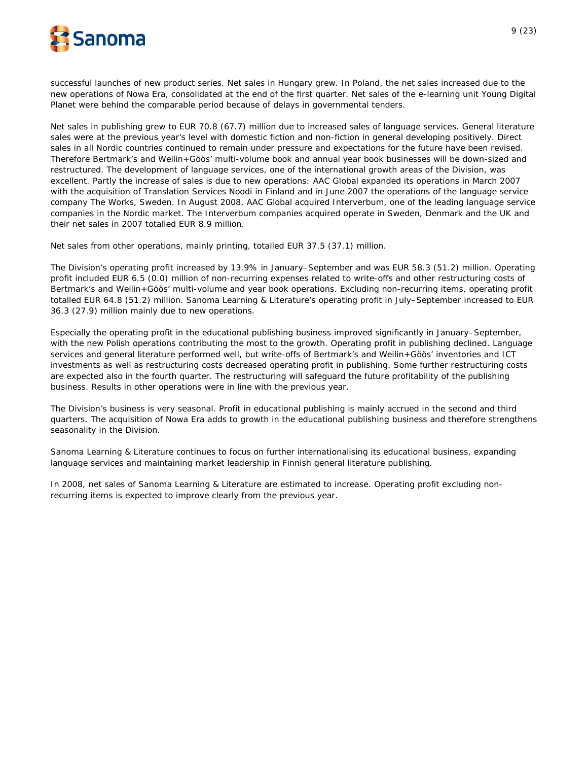successful launches of new product series. Net sales in Hungary grew. In Poland, the net sales increased due to the new operations of Nowa Era, consolidated at the end of the first quarter. Net sales of the e-learning unit Young Digital Planet were behind the comparable period because of delays in governmental tenders.

Net sales in publishing grew to EUR 70.8 (67.7) million due to increased sales of language services. General literature sales were at the previous year's level with domestic fiction and non-fiction in general developing positively. Direct sales in all Nordic countries continued to remain under pressure and expectations for the future have been revised. Therefore Bertmark's and Weilin+Göös' multi-volume book and annual year book businesses will be down-sized and restructured. The development of language services, one of the international growth areas of the Division, was excellent. Partly the increase of sales is due to new operations: AAC Global expanded its operations in March 2007 with the acquisition of Translation Services Noodi in Finland and in June 2007 the operations of the language service company The Works, Sweden. In August 2008, AAC Global acquired Interverbum, one of the leading language service companies in the Nordic market. The Interverbum companies acquired operate in Sweden, Denmark and the UK and their net sales in 2007 totalled EUR 8.9 million.

Net sales from other operations, mainly printing, totalled EUR 37.5 (37.1) million.

The Division's operating profit increased by 13.9% in January–September and was EUR 58.3 (51.2) million. Operating profit included EUR 6.5 (0.0) million of non-recurring expenses related to write-offs and other restructuring costs of Bertmark's and Weilin+Göös' multi-volume and year book operations. Excluding non-recurring items, operating profit totalled EUR 64.8 (51.2) million. Sanoma Learning & Literature's operating profit in July–September increased to EUR 36.3 (27.9) million mainly due to new operations.

Especially the operating profit in the educational publishing business improved significantly in January–September, with the new Polish operations contributing the most to the growth. Operating profit in publishing declined. Language services and general literature performed well, but write-offs of Bertmark's and Weilin+Göös' inventories and ICT investments as well as restructuring costs decreased operating profit in publishing. Some further restructuring costs are expected also in the fourth quarter. The restructuring will safeguard the future profitability of the publishing business. Results in other operations were in line with the previous year.

The Division's business is very seasonal. Profit in educational publishing is mainly accrued in the second and third quarters. The acquisition of Nowa Era adds to growth in the educational publishing business and therefore strengthens seasonality in the Division.

Sanoma Learning & Literature continues to focus on further internationalising its educational business, expanding language services and maintaining market leadership in Finnish general literature publishing.

In 2008, net sales of Sanoma Learning & Literature are estimated to increase. Operating profit excluding non-recurring items is expected to improve clearly from the previous year.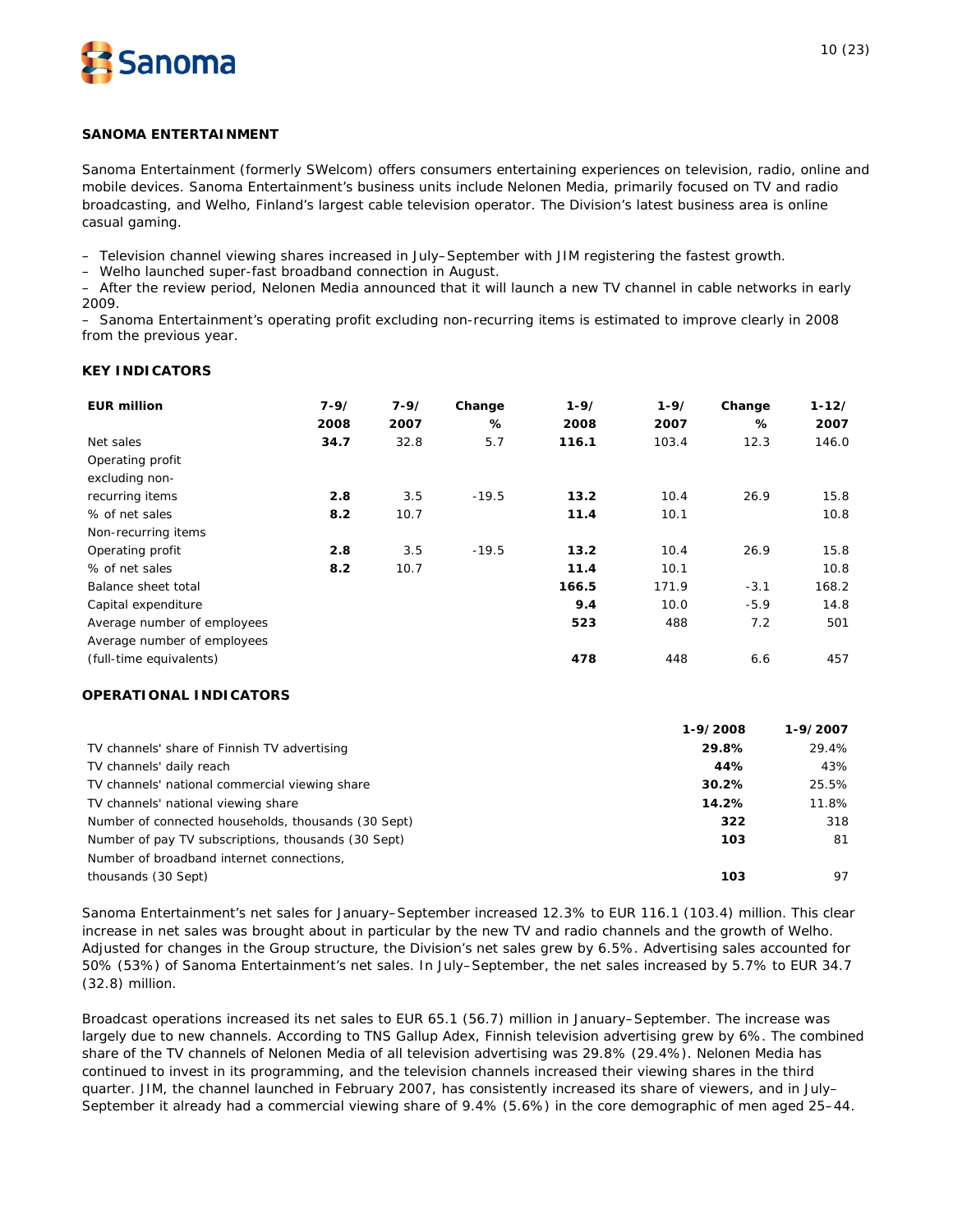## SANOMA ENTERTAINMENT

Sanoma Entertainment (formerly SWelcom) offers consumers entertaining experiences on television, radio, online and mobile devices. Sanoma Entertainment's business units include Nelonen Media, primarily focused on TV and radio broadcasting, and Welho, Finland's largest cable television operator. The Division's latest business area is online casual gaming.

- Television channel viewing shares increased in July–September with JIM registering the fastest growth.
- Welho launched super-fast broadband connection in August.
- After the review period, Nelonen Media announced that it will launch a new TV channel in cable networks in early 2009.
- Sanoma Entertainment's operating profit excluding non-recurring items is estimated to improve clearly in 2008 from the previous year.

### KEY INDICATORS

| EUR million | 7-9/ 2008 | 7-9/ 2007 | Change % | 1-9/ 2008 | 1-9/ 2007 | Change % | 1-12/ 2007 |
|---|---|---|---|---|---|---|---|
| Net sales | **34.7** | 32.8 | 5.7 | **116.1** | 103.4 | 12.3 | 146.0 |
| Operating profit excluding non-recurring items | **2.8** | 3.5 | -19.5 | **13.2** | 10.4 | 26.9 | 15.8 |
| % of net sales | **8.2** | 10.7 | | **11.4** | 10.1 | | 10.8 |
| Non-recurring items | | | | | | | |
| Operating profit | **2.8** | 3.5 | -19.5 | **13.2** | 10.4 | 26.9 | 15.8 |
| % of net sales | **8.2** | 10.7 | | **11.4** | 10.1 | | 10.8 |
| Balance sheet total | | | | **166.5** | 171.9 | -3.1 | 168.2 |
| Capital expenditure | | | | **9.4** | 10.0 | -5.9 | 14.8 |
| Average number of employees | | | | **523** | 488 | 7.2 | 501 |
| Average number of employees (full-time equivalents) | | | | **478** | 448 | 6.6 | 457 |

### OPERATIONAL INDICATORS

| | 1-9/2008 | 1-9/2007 |
|---|---|---|
| TV channels' share of Finnish TV advertising | **29.8%** | 29.4% |
| TV channels' daily reach | **44%** | 43% |
| TV channels' national commercial viewing share | **30.2%** | 25.5% |
| TV channels' national viewing share | **14.2%** | 11.8% |
| Number of connected households, thousands (30 Sept) | **322** | 318 |
| Number of pay TV subscriptions, thousands (30 Sept) | **103** | 81 |
| Number of broadband internet connections, thousands (30 Sept) | **103** | 97 |

Sanoma Entertainment's net sales for January–September increased 12.3% to EUR 116.1 (103.4) million. This clear increase in net sales was brought about in particular by the new TV and radio channels and the growth of Welho. Adjusted for changes in the Group structure, the Division's net sales grew by 6.5%. Advertising sales accounted for 50% (53%) of Sanoma Entertainment's net sales. In July–September, the net sales increased by 5.7% to EUR 34.7 (32.8) million.

Broadcast operations increased its net sales to EUR 65.1 (56.7) million in January–September. The increase was largely due to new channels. According to TNS Gallup Adex, Finnish television advertising grew by 6%. The combined share of the TV channels of Nelonen Media of all television advertising was 29.8% (29.4%). Nelonen Media has continued to invest in its programming, and the television channels increased their viewing shares in the third quarter. JIM, the channel launched in February 2007, has consistently increased its share of viewers, and in July–September it already had a commercial viewing share of 9.4% (5.6%) in the core demographic of men aged 25–44.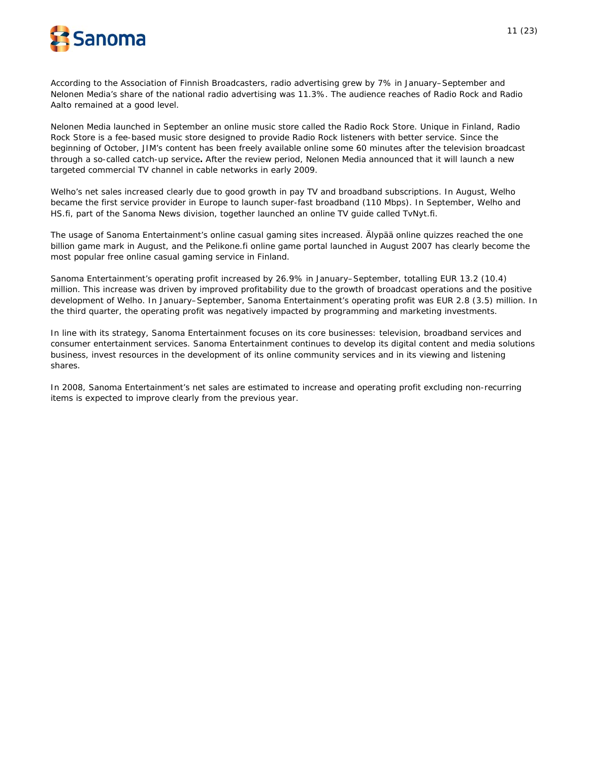According to the Association of Finnish Broadcasters, radio advertising grew by 7% in January–September and Nelonen Media's share of the national radio advertising was 11.3%. The audience reaches of Radio Rock and Radio Aalto remained at a good level.

Nelonen Media launched in September an online music store called the Radio Rock Store. Unique in Finland, Radio Rock Store is a fee-based music store designed to provide Radio Rock listeners with better service. Since the beginning of October, JIM's content has been freely available online some 60 minutes after the television broadcast through a so-called catch-up service**.** After the review period, Nelonen Media announced that it will launch a new targeted commercial TV channel in cable networks in early 2009.

Welho's net sales increased clearly due to good growth in pay TV and broadband subscriptions. In August, Welho became the first service provider in Europe to launch super-fast broadband (110 Mbps). In September, Welho and HS.fi, part of the Sanoma News division, together launched an online TV guide called TvNyt.fi.

The usage of Sanoma Entertainment's online casual gaming sites increased. Älypää online quizzes reached the one billion game mark in August, and the Pelikone.fi online game portal launched in August 2007 has clearly become the most popular free online casual gaming service in Finland.

Sanoma Entertainment's operating profit increased by 26.9% in January–September, totalling EUR 13.2 (10.4) million. This increase was driven by improved profitability due to the growth of broadcast operations and the positive development of Welho. In January–September, Sanoma Entertainment's operating profit was EUR 2.8 (3.5) million. In the third quarter, the operating profit was negatively impacted by programming and marketing investments.

In line with its strategy, Sanoma Entertainment focuses on its core businesses: television, broadband services and consumer entertainment services. Sanoma Entertainment continues to develop its digital content and media solutions business, invest resources in the development of its online community services and in its viewing and listening shares.

In 2008, Sanoma Entertainment's net sales are estimated to increase and operating profit excluding non-recurring items is expected to improve clearly from the previous year.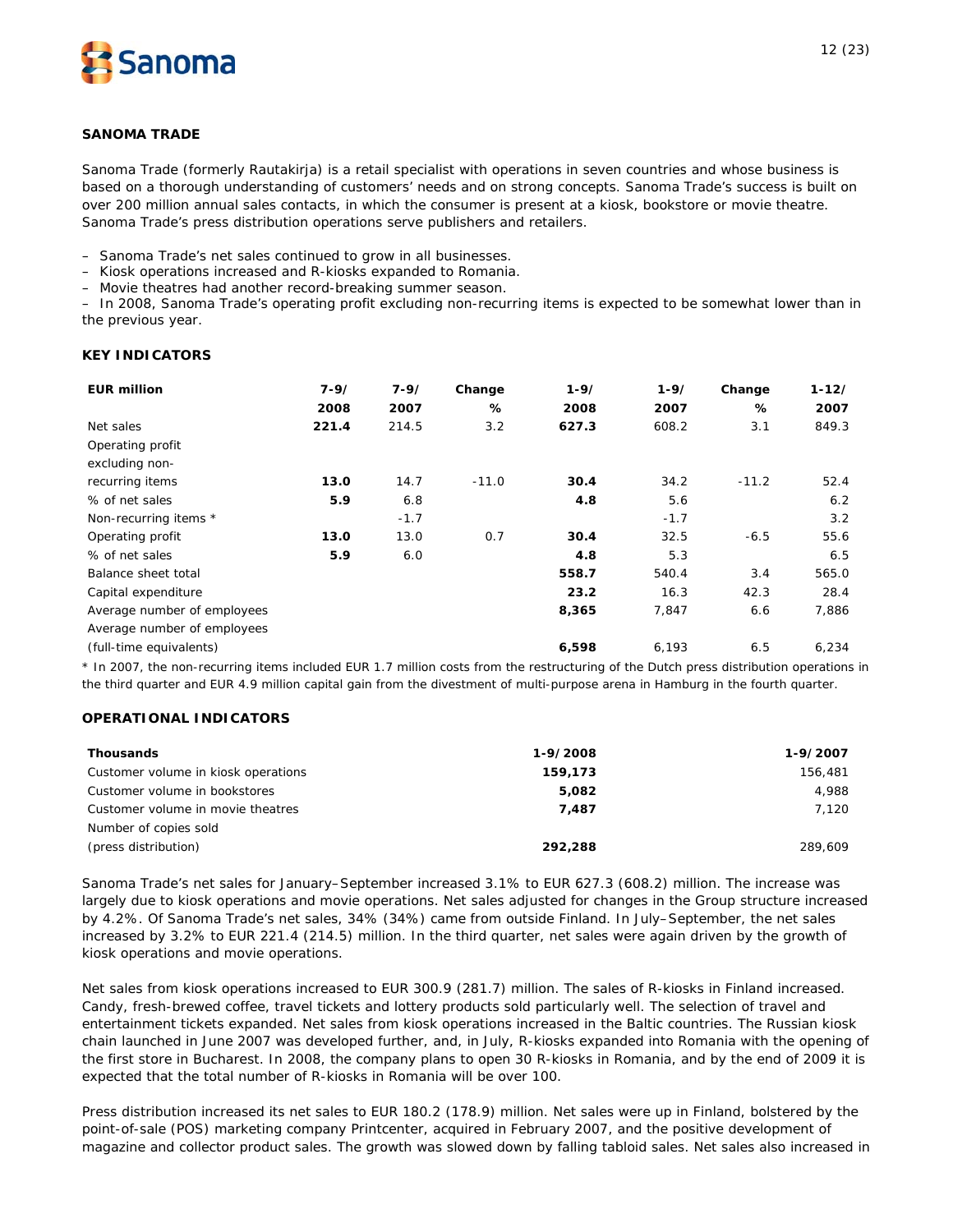## SANOMA TRADE

Sanoma Trade (formerly Rautakirja) is a retail specialist with operations in seven countries and whose business is based on a thorough understanding of customers' needs and on strong concepts. Sanoma Trade's success is built on over 200 million annual sales contacts, in which the consumer is present at a kiosk, bookstore or movie theatre. Sanoma Trade's press distribution operations serve publishers and retailers.

– Sanoma Trade's net sales continued to grow in all businesses.
– Kiosk operations increased and R-kiosks expanded to Romania.
– Movie theatres had another record-breaking summer season.
– In 2008, Sanoma Trade's operating profit excluding non-recurring items is expected to be somewhat lower than in the previous year.

### KEY INDICATORS

| EUR million | 7-9/ 2008 | 7-9/ 2007 | Change % | 1-9/ 2008 | 1-9/ 2007 | Change % | 1-12/ 2007 |
|---|---|---|---|---|---|---|---|
| Net sales | **221.4** | 214.5 | 3.2 | **627.3** | 608.2 | 3.1 | 849.3 |
| Operating profit excluding non-recurring items | **13.0** | 14.7 | -11.0 | **30.4** | 34.2 | -11.2 | 52.4 |
| % of net sales | **5.9** | 6.8 | | **4.8** | 5.6 | | 6.2 |
| Non-recurring items * | | -1.7 | | | -1.7 | | 3.2 |
| Operating profit | **13.0** | 13.0 | 0.7 | **30.4** | 32.5 | -6.5 | 55.6 |
| % of net sales | **5.9** | 6.0 | | **4.8** | 5.3 | | 6.5 |
| Balance sheet total | | | | **558.7** | 540.4 | 3.4 | 565.0 |
| Capital expenditure | | | | **23.2** | 16.3 | 42.3 | 28.4 |
| Average number of employees | | | | **8,365** | 7,847 | 6.6 | 7,886 |
| Average number of employees (full-time equivalents) | | | | **6,598** | 6,193 | 6.5 | 6,234 |

\* In 2007, the non-recurring items included EUR 1.7 million costs from the restructuring of the Dutch press distribution operations in the third quarter and EUR 4.9 million capital gain from the divestment of multi-purpose arena in Hamburg in the fourth quarter.

### OPERATIONAL INDICATORS

| Thousands | 1-9/2008 | 1-9/2007 |
|---|---|---|
| Customer volume in kiosk operations | **159,173** | 156,481 |
| Customer volume in bookstores | **5,082** | 4,988 |
| Customer volume in movie theatres | **7,487** | 7,120 |
| Number of copies sold (press distribution) | **292,288** | 289,609 |

Sanoma Trade's net sales for January–September increased 3.1% to EUR 627.3 (608.2) million. The increase was largely due to kiosk operations and movie operations. Net sales adjusted for changes in the Group structure increased by 4.2%. Of Sanoma Trade's net sales, 34% (34%) came from outside Finland. In July–September, the net sales increased by 3.2% to EUR 221.4 (214.5) million. In the third quarter, net sales were again driven by the growth of kiosk operations and movie operations.

Net sales from kiosk operations increased to EUR 300.9 (281.7) million. The sales of R-kiosks in Finland increased. Candy, fresh-brewed coffee, travel tickets and lottery products sold particularly well. The selection of travel and entertainment tickets expanded. Net sales from kiosk operations increased in the Baltic countries. The Russian kiosk chain launched in June 2007 was developed further, and, in July, R-kiosks expanded into Romania with the opening of the first store in Bucharest. In 2008, the company plans to open 30 R-kiosks in Romania, and by the end of 2009 it is expected that the total number of R-kiosks in Romania will be over 100.

Press distribution increased its net sales to EUR 180.2 (178.9) million. Net sales were up in Finland, bolstered by the point-of-sale (POS) marketing company Printcenter, acquired in February 2007, and the positive development of magazine and collector product sales. The growth was slowed down by falling tabloid sales. Net sales also increased in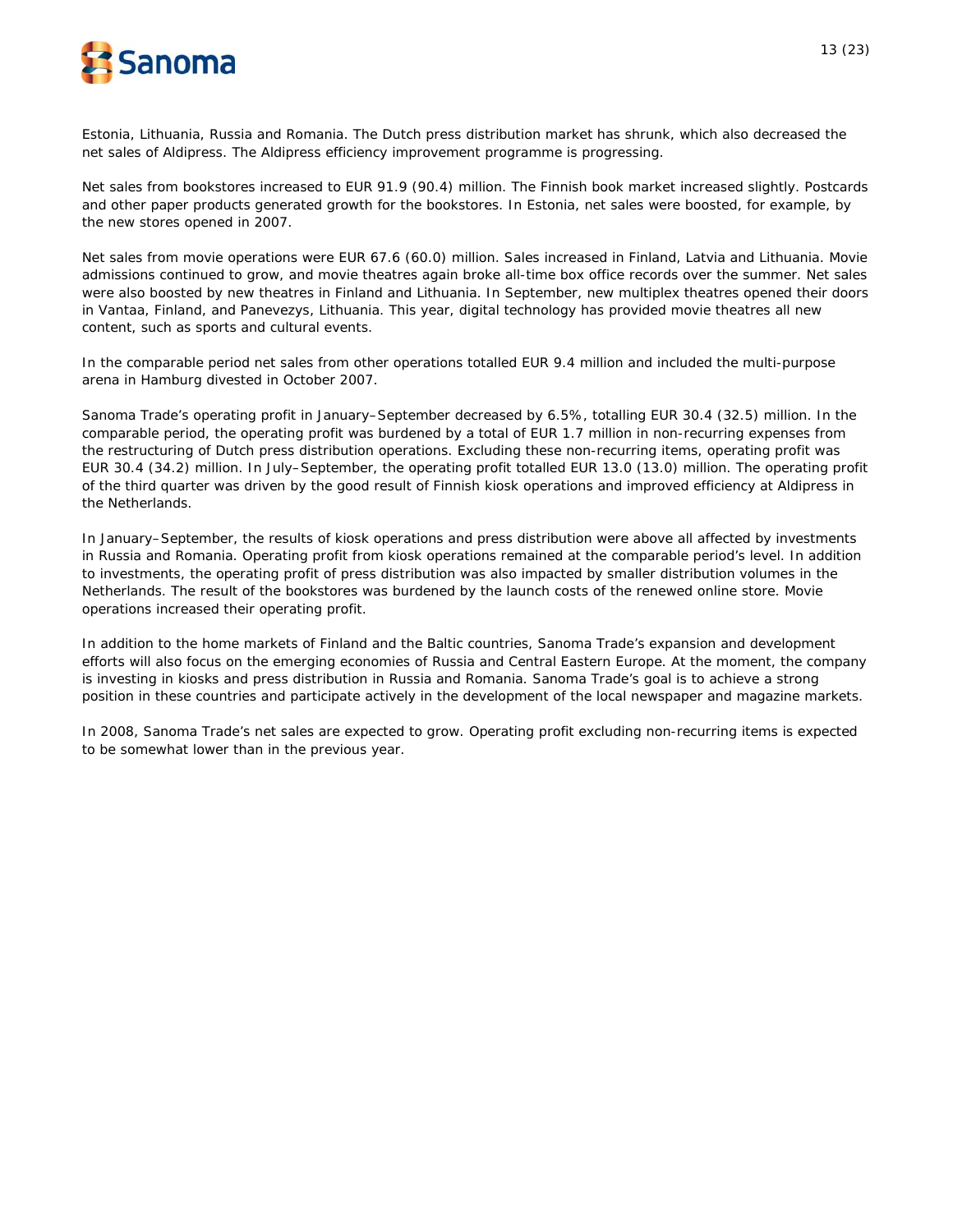Estonia, Lithuania, Russia and Romania. The Dutch press distribution market has shrunk, which also decreased the net sales of Aldipress. The Aldipress efficiency improvement programme is progressing.

Net sales from bookstores increased to EUR 91.9 (90.4) million. The Finnish book market increased slightly. Postcards and other paper products generated growth for the bookstores. In Estonia, net sales were boosted, for example, by the new stores opened in 2007.

Net sales from movie operations were EUR 67.6 (60.0) million. Sales increased in Finland, Latvia and Lithuania. Movie admissions continued to grow, and movie theatres again broke all-time box office records over the summer. Net sales were also boosted by new theatres in Finland and Lithuania. In September, new multiplex theatres opened their doors in Vantaa, Finland, and Panevezys, Lithuania. This year, digital technology has provided movie theatres all new content, such as sports and cultural events.

In the comparable period net sales from other operations totalled EUR 9.4 million and included the multi-purpose arena in Hamburg divested in October 2007.

Sanoma Trade's operating profit in January–September decreased by 6.5%, totalling EUR 30.4 (32.5) million. In the comparable period, the operating profit was burdened by a total of EUR 1.7 million in non-recurring expenses from the restructuring of Dutch press distribution operations. Excluding these non-recurring items, operating profit was EUR 30.4 (34.2) million. In July–September, the operating profit totalled EUR 13.0 (13.0) million. The operating profit of the third quarter was driven by the good result of Finnish kiosk operations and improved efficiency at Aldipress in the Netherlands.

In January–September, the results of kiosk operations and press distribution were above all affected by investments in Russia and Romania. Operating profit from kiosk operations remained at the comparable period's level. In addition to investments, the operating profit of press distribution was also impacted by smaller distribution volumes in the Netherlands. The result of the bookstores was burdened by the launch costs of the renewed online store. Movie operations increased their operating profit.

In addition to the home markets of Finland and the Baltic countries, Sanoma Trade's expansion and development efforts will also focus on the emerging economies of Russia and Central Eastern Europe. At the moment, the company is investing in kiosks and press distribution in Russia and Romania. Sanoma Trade's goal is to achieve a strong position in these countries and participate actively in the development of the local newspaper and magazine markets.

In 2008, Sanoma Trade's net sales are expected to grow. Operating profit excluding non-recurring items is expected to be somewhat lower than in the previous year.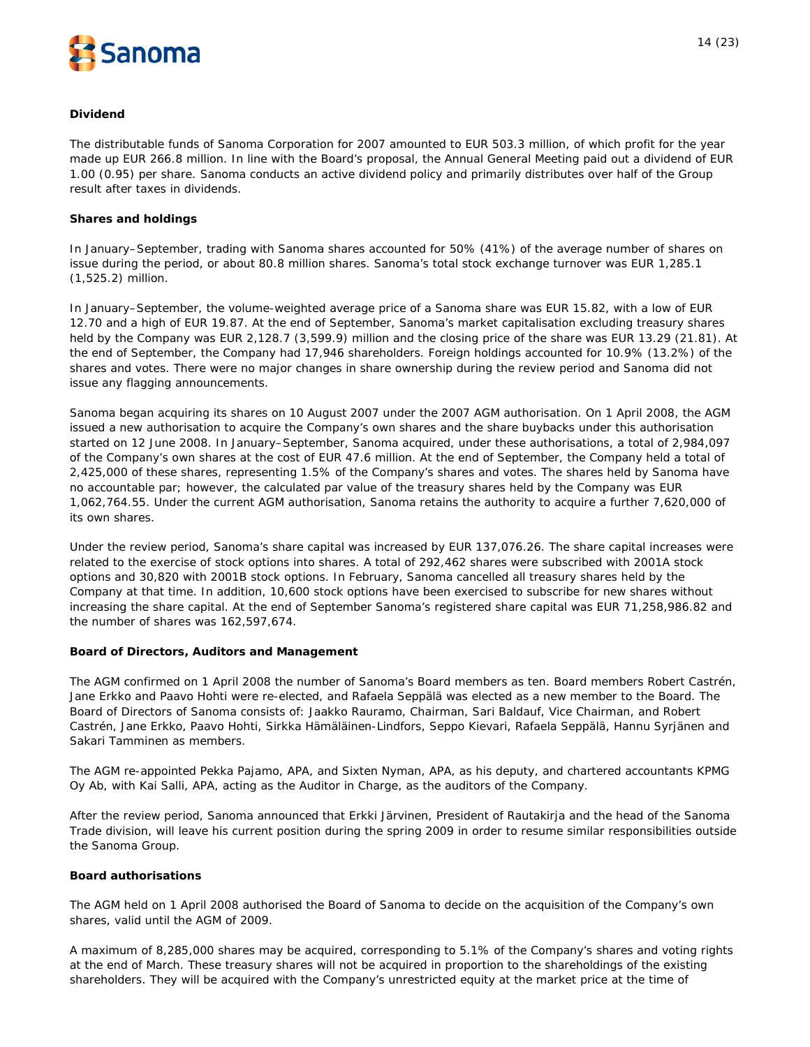**Dividend**

The distributable funds of Sanoma Corporation for 2007 amounted to EUR 503.3 million, of which profit for the year made up EUR 266.8 million. In line with the Board's proposal, the Annual General Meeting paid out a dividend of EUR 1.00 (0.95) per share. Sanoma conducts an active dividend policy and primarily distributes over half of the Group result after taxes in dividends.

**Shares and holdings**

In January–September, trading with Sanoma shares accounted for 50% (41%) of the average number of shares on issue during the period, or about 80.8 million shares. Sanoma's total stock exchange turnover was EUR 1,285.1 (1,525.2) million.

In January–September, the volume-weighted average price of a Sanoma share was EUR 15.82, with a low of EUR 12.70 and a high of EUR 19.87. At the end of September, Sanoma's market capitalisation excluding treasury shares held by the Company was EUR 2,128.7 (3,599.9) million and the closing price of the share was EUR 13.29 (21.81). At the end of September, the Company had 17,946 shareholders. Foreign holdings accounted for 10.9% (13.2%) of the shares and votes. There were no major changes in share ownership during the review period and Sanoma did not issue any flagging announcements.

Sanoma began acquiring its shares on 10 August 2007 under the 2007 AGM authorisation. On 1 April 2008, the AGM issued a new authorisation to acquire the Company's own shares and the share buybacks under this authorisation started on 12 June 2008. In January–September, Sanoma acquired, under these authorisations, a total of 2,984,097 of the Company's own shares at the cost of EUR 47.6 million. At the end of September, the Company held a total of 2,425,000 of these shares, representing 1.5% of the Company's shares and votes. The shares held by Sanoma have no accountable par; however, the calculated par value of the treasury shares held by the Company was EUR 1,062,764.55. Under the current AGM authorisation, Sanoma retains the authority to acquire a further 7,620,000 of its own shares.

Under the review period, Sanoma's share capital was increased by EUR 137,076.26. The share capital increases were related to the exercise of stock options into shares. A total of 292,462 shares were subscribed with 2001A stock options and 30,820 with 2001B stock options. In February, Sanoma cancelled all treasury shares held by the Company at that time. In addition, 10,600 stock options have been exercised to subscribe for new shares without increasing the share capital. At the end of September Sanoma's registered share capital was EUR 71,258,986.82 and the number of shares was 162,597,674.

**Board of Directors, Auditors and Management**

The AGM confirmed on 1 April 2008 the number of Sanoma's Board members as ten. Board members Robert Castrén, Jane Erkko and Paavo Hohti were re-elected, and Rafaela Seppälä was elected as a new member to the Board. The Board of Directors of Sanoma consists of: Jaakko Rauramo, Chairman, Sari Baldauf, Vice Chairman, and Robert Castrén, Jane Erkko, Paavo Hohti, Sirkka Hämäläinen-Lindfors, Seppo Kievari, Rafaela Seppälä, Hannu Syrjänen and Sakari Tamminen as members.

The AGM re-appointed Pekka Pajamo, APA, and Sixten Nyman, APA, as his deputy, and chartered accountants KPMG Oy Ab, with Kai Salli, APA, acting as the Auditor in Charge, as the auditors of the Company.

After the review period, Sanoma announced that Erkki Järvinen, President of Rautakirja and the head of the Sanoma Trade division, will leave his current position during the spring 2009 in order to resume similar responsibilities outside the Sanoma Group.

**Board authorisations**

The AGM held on 1 April 2008 authorised the Board of Sanoma to decide on the acquisition of the Company's own shares, valid until the AGM of 2009.

A maximum of 8,285,000 shares may be acquired, corresponding to 5.1% of the Company's shares and voting rights at the end of March. These treasury shares will not be acquired in proportion to the shareholdings of the existing shareholders. They will be acquired with the Company's unrestricted equity at the market price at the time of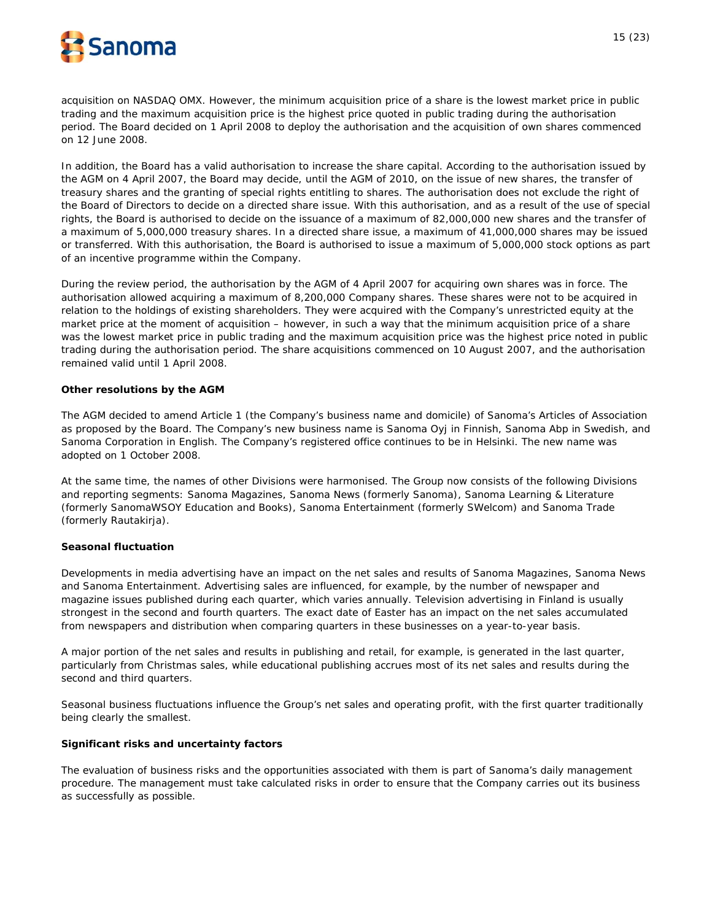acquisition on NASDAQ OMX. However, the minimum acquisition price of a share is the lowest market price in public trading and the maximum acquisition price is the highest price quoted in public trading during the authorisation period. The Board decided on 1 April 2008 to deploy the authorisation and the acquisition of own shares commenced on 12 June 2008.

In addition, the Board has a valid authorisation to increase the share capital. According to the authorisation issued by the AGM on 4 April 2007, the Board may decide, until the AGM of 2010, on the issue of new shares, the transfer of treasury shares and the granting of special rights entitling to shares. The authorisation does not exclude the right of the Board of Directors to decide on a directed share issue. With this authorisation, and as a result of the use of special rights, the Board is authorised to decide on the issuance of a maximum of 82,000,000 new shares and the transfer of a maximum of 5,000,000 treasury shares. In a directed share issue, a maximum of 41,000,000 shares may be issued or transferred. With this authorisation, the Board is authorised to issue a maximum of 5,000,000 stock options as part of an incentive programme within the Company.

During the review period, the authorisation by the AGM of 4 April 2007 for acquiring own shares was in force. The authorisation allowed acquiring a maximum of 8,200,000 Company shares. These shares were not to be acquired in relation to the holdings of existing shareholders. They were acquired with the Company's unrestricted equity at the market price at the moment of acquisition – however, in such a way that the minimum acquisition price of a share was the lowest market price in public trading and the maximum acquisition price was the highest price noted in public trading during the authorisation period. The share acquisitions commenced on 10 August 2007, and the authorisation remained valid until 1 April 2008.

**Other resolutions by the AGM**

The AGM decided to amend Article 1 (the Company's business name and domicile) of Sanoma's Articles of Association as proposed by the Board. The Company's new business name is Sanoma Oyj in Finnish, Sanoma Abp in Swedish, and Sanoma Corporation in English. The Company's registered office continues to be in Helsinki. The new name was adopted on 1 October 2008.

At the same time, the names of other Divisions were harmonised. The Group now consists of the following Divisions and reporting segments: Sanoma Magazines, Sanoma News (formerly Sanoma), Sanoma Learning & Literature (formerly SanomaWSOY Education and Books), Sanoma Entertainment (formerly SWelcom) and Sanoma Trade (formerly Rautakirja).

**Seasonal fluctuation**

Developments in media advertising have an impact on the net sales and results of Sanoma Magazines, Sanoma News and Sanoma Entertainment. Advertising sales are influenced, for example, by the number of newspaper and magazine issues published during each quarter, which varies annually. Television advertising in Finland is usually strongest in the second and fourth quarters. The exact date of Easter has an impact on the net sales accumulated from newspapers and distribution when comparing quarters in these businesses on a year-to-year basis.

A major portion of the net sales and results in publishing and retail, for example, is generated in the last quarter, particularly from Christmas sales, while educational publishing accrues most of its net sales and results during the second and third quarters.

Seasonal business fluctuations influence the Group's net sales and operating profit, with the first quarter traditionally being clearly the smallest.

**Significant risks and uncertainty factors**

The evaluation of business risks and the opportunities associated with them is part of Sanoma's daily management procedure. The management must take calculated risks in order to ensure that the Company carries out its business as successfully as possible.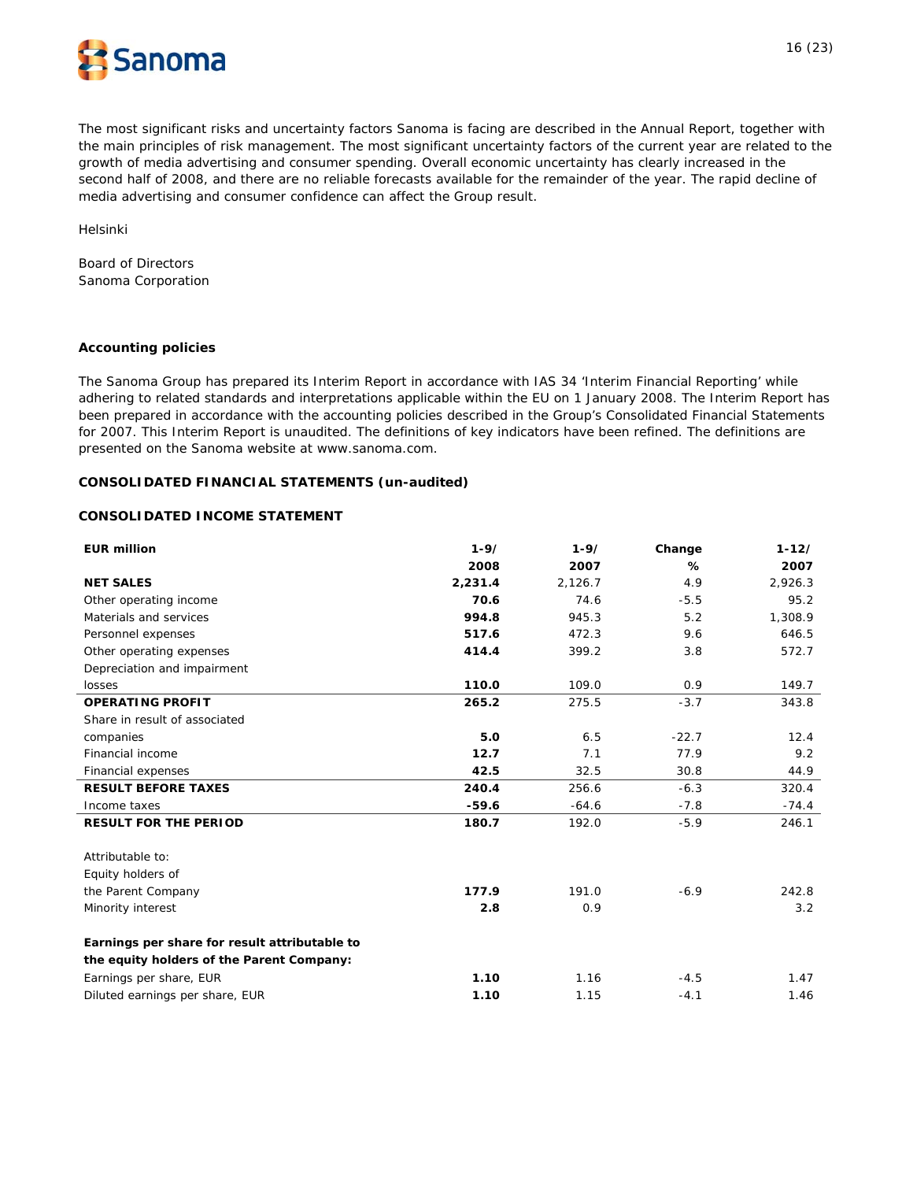The most significant risks and uncertainty factors Sanoma is facing are described in the Annual Report, together with the main principles of risk management. The most significant uncertainty factors of the current year are related to the growth of media advertising and consumer spending. Overall economic uncertainty has clearly increased in the second half of 2008, and there are no reliable forecasts available for the remainder of the year. The rapid decline of media advertising and consumer confidence can affect the Group result.

Helsinki

Board of Directors
Sanoma Corporation

**Accounting policies**

The Sanoma Group has prepared its Interim Report in accordance with IAS 34 'Interim Financial Reporting' while adhering to related standards and interpretations applicable within the EU on 1 January 2008. The Interim Report has been prepared in accordance with the accounting policies described in the Group's Consolidated Financial Statements for 2007. This Interim Report is unaudited. The definitions of key indicators have been refined. The definitions are presented on the Sanoma website at www.sanoma.com.

**CONSOLIDATED FINANCIAL STATEMENTS (un-audited)**

**CONSOLIDATED INCOME STATEMENT**

| EUR million | 1-9/ 2008 | 1-9/ 2007 | Change % | 1-12/ 2007 |
|---|---|---|---|---|
| **NET SALES** | **2,231.4** | 2,126.7 | 4.9 | 2,926.3 |
| Other operating income | **70.6** | 74.6 | -5.5 | 95.2 |
| Materials and services | **994.8** | 945.3 | 5.2 | 1,308.9 |
| Personnel expenses | **517.6** | 472.3 | 9.6 | 646.5 |
| Other operating expenses | **414.4** | 399.2 | 3.8 | 572.7 |
| Depreciation and impairment losses | **110.0** | 109.0 | 0.9 | 149.7 |
| **OPERATING PROFIT** | **265.2** | 275.5 | -3.7 | 343.8 |
| Share in result of associated companies | **5.0** | 6.5 | -22.7 | 12.4 |
| Financial income | **12.7** | 7.1 | 77.9 | 9.2 |
| Financial expenses | **42.5** | 32.5 | 30.8 | 44.9 |
| **RESULT BEFORE TAXES** | **240.4** | 256.6 | -6.3 | 320.4 |
| Income taxes | **-59.6** | -64.6 | -7.8 | -74.4 |
| **RESULT FOR THE PERIOD** | **180.7** | 192.0 | -5.9 | 246.1 |
| | | | | |
| Attributable to: | | | | |
| Equity holders of the Parent Company | **177.9** | 191.0 | -6.9 | 242.8 |
| Minority interest | **2.8** | 0.9 | | 3.2 |
| | | | | |
| **Earnings per share for result attributable to the equity holders of the Parent Company:** | | | | |
| Earnings per share, EUR | **1.10** | 1.16 | -4.5 | 1.47 |
| Diluted earnings per share, EUR | **1.10** | 1.15 | -4.1 | 1.46 |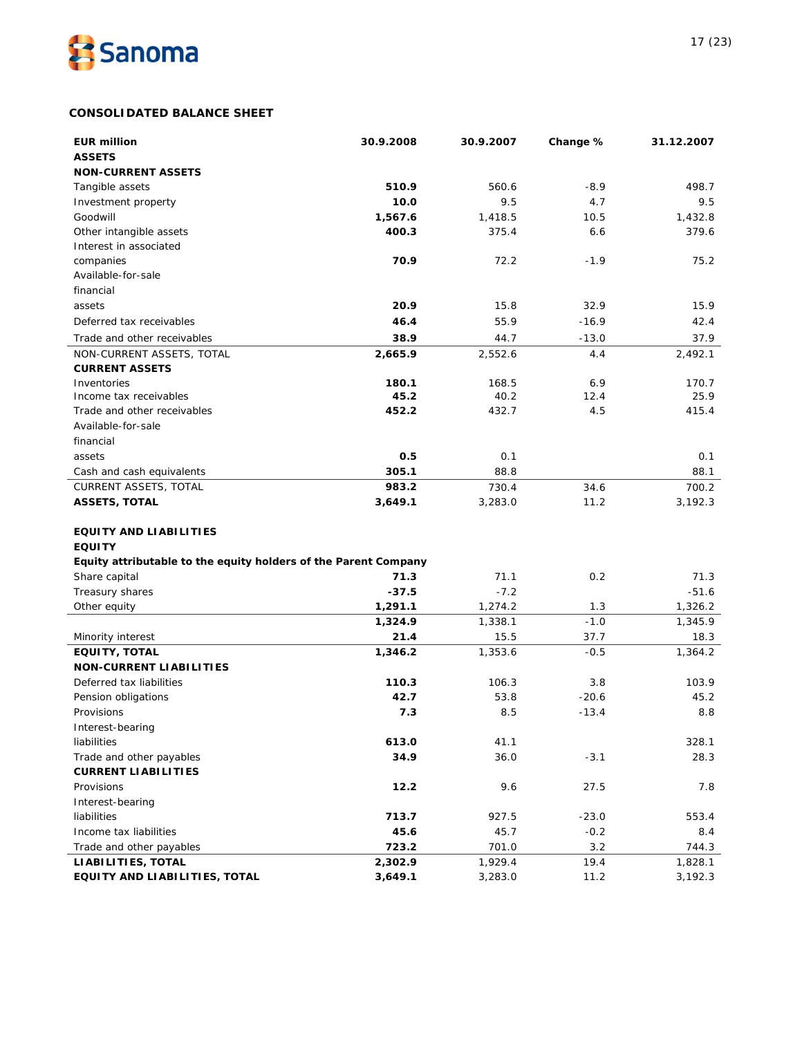## CONSOLIDATED BALANCE SHEET

| EUR million | 30.9.2008 | 30.9.2007 | Change % | 31.12.2007 |
|---|---|---|---|---|
| **ASSETS** | | | | |
| **NON-CURRENT ASSETS** | | | | |
| Tangible assets | **510.9** | 560.6 | -8.9 | 498.7 |
| Investment property | **10.0** | 9.5 | 4.7 | 9.5 |
| Goodwill | **1,567.6** | 1,418.5 | 10.5 | 1,432.8 |
| Other intangible assets | **400.3** | 375.4 | 6.6 | 379.6 |
| Interest in associated companies | **70.9** | 72.2 | -1.9 | 75.2 |
| Available-for-sale financial assets | **20.9** | 15.8 | 32.9 | 15.9 |
| Deferred tax receivables | **46.4** | 55.9 | -16.9 | 42.4 |
| Trade and other receivables | **38.9** | 44.7 | -13.0 | 37.9 |
| NON-CURRENT ASSETS, TOTAL | **2,665.9** | 2,552.6 | 4.4 | 2,492.1 |
| **CURRENT ASSETS** | | | | |
| Inventories | **180.1** | 168.5 | 6.9 | 170.7 |
| Income tax receivables | **45.2** | 40.2 | 12.4 | 25.9 |
| Trade and other receivables | **452.2** | 432.7 | 4.5 | 415.4 |
| Available-for-sale financial assets | **0.5** | 0.1 | | 0.1 |
| Cash and cash equivalents | **305.1** | 88.8 | | 88.1 |
| CURRENT ASSETS, TOTAL | **983.2** | 730.4 | 34.6 | 700.2 |
| **ASSETS, TOTAL** | **3,649.1** | 3,283.0 | 11.2 | 3,192.3 |
| | | | | |
| **EQUITY AND LIABILITIES** | | | | |
| **EQUITY** | | | | |
| **Equity attributable to the equity holders of the Parent Company** | | | | |
| Share capital | **71.3** | 71.1 | 0.2 | 71.3 |
| Treasury shares | **-37.5** | -7.2 | | -51.6 |
| Other equity | **1,291.1** | 1,274.2 | 1.3 | 1,326.2 |
| | **1,324.9** | 1,338.1 | -1.0 | 1,345.9 |
| Minority interest | **21.4** | 15.5 | 37.7 | 18.3 |
| **EQUITY, TOTAL** | **1,346.2** | 1,353.6 | -0.5 | 1,364.2 |
| **NON-CURRENT LIABILITIES** | | | | |
| Deferred tax liabilities | **110.3** | 106.3 | 3.8 | 103.9 |
| Pension obligations | **42.7** | 53.8 | -20.6 | 45.2 |
| Provisions | **7.3** | 8.5 | -13.4 | 8.8 |
| Interest-bearing liabilities | **613.0** | 41.1 | | 328.1 |
| Trade and other payables | **34.9** | 36.0 | -3.1 | 28.3 |
| **CURRENT LIABILITIES** | | | | |
| Provisions | **12.2** | 9.6 | 27.5 | 7.8 |
| Interest-bearing liabilities | **713.7** | 927.5 | -23.0 | 553.4 |
| Income tax liabilities | **45.6** | 45.7 | -0.2 | 8.4 |
| Trade and other payables | **723.2** | 701.0 | 3.2 | 744.3 |
| **LIABILITIES, TOTAL** | **2,302.9** | 1,929.4 | 19.4 | 1,828.1 |
| **EQUITY AND LIABILITIES, TOTAL** | **3,649.1** | 3,283.0 | 11.2 | 3,192.3 |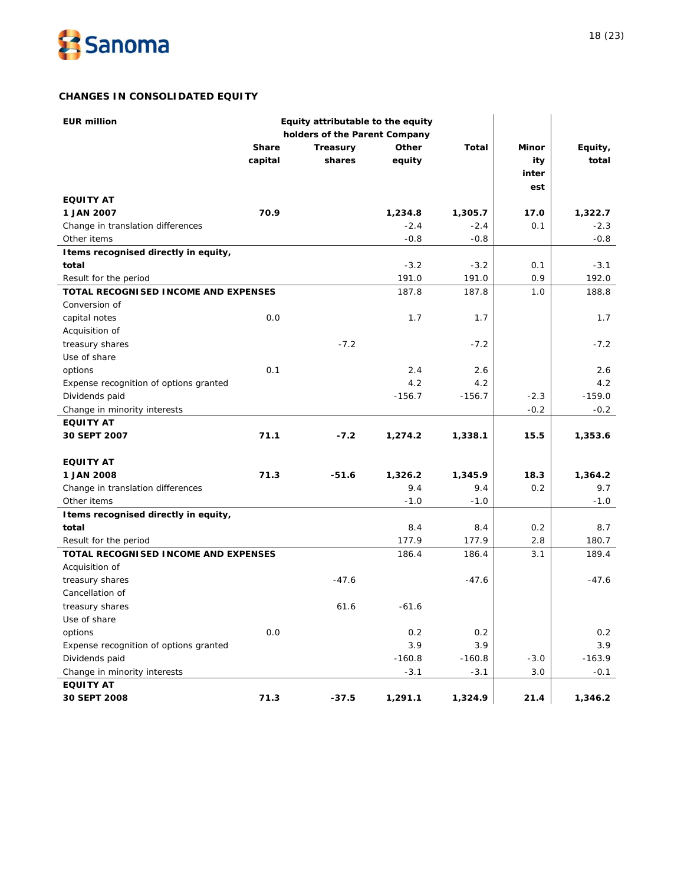## CHANGES IN CONSOLIDATED EQUITY

| EUR million | Equity attributable to the equity holders of the Parent Company | | | | | |
|---|---|---|---|---|---|---|
| | Share capital | Treasury shares | Other equity | Total | Minority interest | Equity, total |
| **EQUITY AT 1 JAN 2007** | **70.9** | | **1,234.8** | **1,305.7** | **17.0** | **1,322.7** |
| Change in translation differences | | | -2.4 | -2.4 | 0.1 | -2.3 |
| Other items | | | -0.8 | -0.8 | | -0.8 |
| **Items recognised directly in equity, total** | | | -3.2 | -3.2 | 0.1 | -3.1 |
| Result for the period | | | 191.0 | 191.0 | 0.9 | 192.0 |
| **TOTAL RECOGNISED INCOME AND EXPENSES** | | | 187.8 | 187.8 | 1.0 | 188.8 |
| Conversion of capital notes | 0.0 | | 1.7 | 1.7 | | 1.7 |
| Acquisition of treasury shares | | -7.2 | | -7.2 | | -7.2 |
| Use of share options | 0.1 | | 2.4 | 2.6 | | 2.6 |
| Expense recognition of options granted | | | 4.2 | 4.2 | | 4.2 |
| Dividends paid | | | -156.7 | -156.7 | -2.3 | -159.0 |
| Change in minority interests | | | | | -0.2 | -0.2 |
| **EQUITY AT 30 SEPT 2007** | **71.1** | **-7.2** | **1,274.2** | **1,338.1** | **15.5** | **1,353.6** |
| | | | | | | |
| **EQUITY AT 1 JAN 2008** | **71.3** | **-51.6** | **1,326.2** | **1,345.9** | **18.3** | **1,364.2** |
| Change in translation differences | | | 9.4 | 9.4 | 0.2 | 9.7 |
| Other items | | | -1.0 | -1.0 | | -1.0 |
| **Items recognised directly in equity, total** | | | 8.4 | 8.4 | 0.2 | 8.7 |
| Result for the period | | | 177.9 | 177.9 | 2.8 | 180.7 |
| **TOTAL RECOGNISED INCOME AND EXPENSES** | | | 186.4 | 186.4 | 3.1 | 189.4 |
| Acquisition of treasury shares | | -47.6 | | -47.6 | | -47.6 |
| Cancellation of treasury shares | | 61.6 | -61.6 | | | |
| Use of share options | 0.0 | | 0.2 | 0.2 | | 0.2 |
| Expense recognition of options granted | | | 3.9 | 3.9 | | 3.9 |
| Dividends paid | | | -160.8 | -160.8 | -3.0 | -163.9 |
| Change in minority interests | | | -3.1 | -3.1 | 3.0 | -0.1 |
| **EQUITY AT 30 SEPT 2008** | **71.3** | **-37.5** | **1,291.1** | **1,324.9** | **21.4** | **1,346.2** |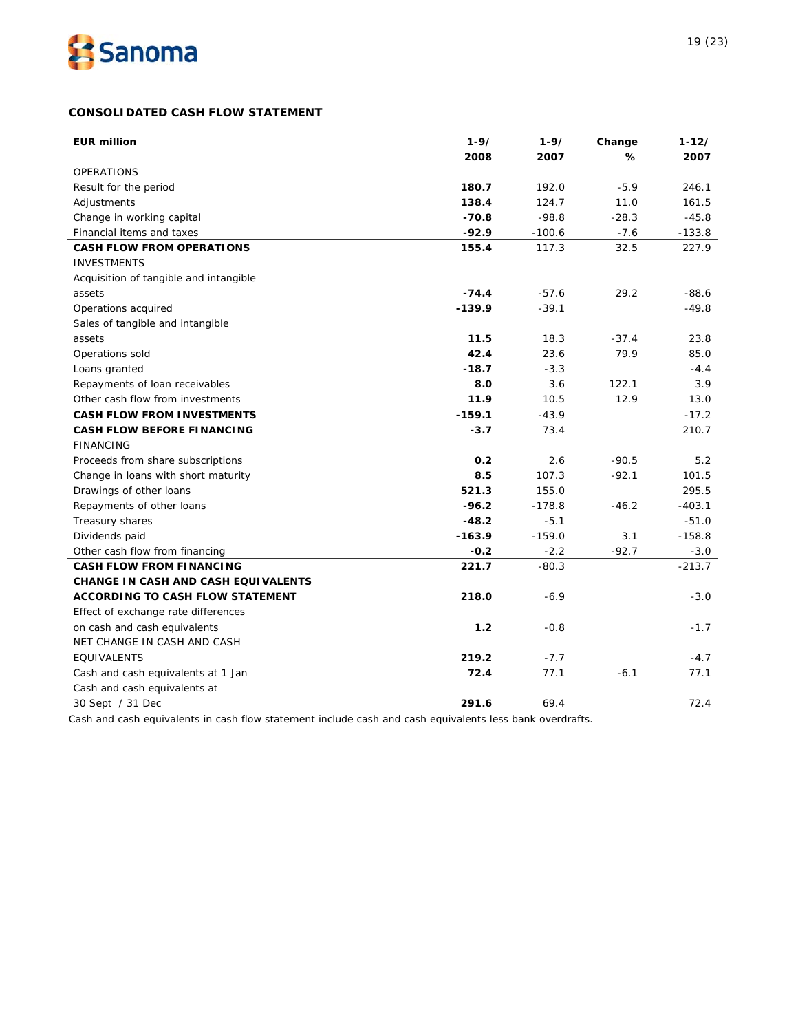## CONSOLIDATED CASH FLOW STATEMENT

| EUR million | 1-9/ 2008 | 1-9/ 2007 | Change % | 1-12/ 2007 |
|---|---|---|---|---|
| OPERATIONS | | | | |
| Result for the period | **180.7** | 192.0 | -5.9 | 246.1 |
| Adjustments | **138.4** | 124.7 | 11.0 | 161.5 |
| Change in working capital | **-70.8** | -98.8 | -28.3 | -45.8 |
| Financial items and taxes | **-92.9** | -100.6 | -7.6 | -133.8 |
| **CASH FLOW FROM OPERATIONS** | **155.4** | 117.3 | 32.5 | 227.9 |
| INVESTMENTS | | | | |
| Acquisition of tangible and intangible assets | **-74.4** | -57.6 | 29.2 | -88.6 |
| Operations acquired | **-139.9** | -39.1 | | -49.8 |
| Sales of tangible and intangible assets | **11.5** | 18.3 | -37.4 | 23.8 |
| Operations sold | **42.4** | 23.6 | 79.9 | 85.0 |
| Loans granted | **-18.7** | -3.3 | | -4.4 |
| Repayments of loan receivables | **8.0** | 3.6 | 122.1 | 3.9 |
| Other cash flow from investments | **11.9** | 10.5 | 12.9 | 13.0 |
| **CASH FLOW FROM INVESTMENTS** | **-159.1** | -43.9 | | -17.2 |
| **CASH FLOW BEFORE FINANCING** | **-3.7** | 73.4 | | 210.7 |
| FINANCING | | | | |
| Proceeds from share subscriptions | **0.2** | 2.6 | -90.5 | 5.2 |
| Change in loans with short maturity | **8.5** | 107.3 | -92.1 | 101.5 |
| Drawings of other loans | **521.3** | 155.0 | | 295.5 |
| Repayments of other loans | **-96.2** | -178.8 | -46.2 | -403.1 |
| Treasury shares | **-48.2** | -5.1 | | -51.0 |
| Dividends paid | **-163.9** | -159.0 | 3.1 | -158.8 |
| Other cash flow from financing | **-0.2** | -2.2 | -92.7 | -3.0 |
| **CASH FLOW FROM FINANCING** | **221.7** | -80.3 | | -213.7 |
| **CHANGE IN CASH AND CASH EQUIVALENTS ACCORDING TO CASH FLOW STATEMENT** | **218.0** | -6.9 | | -3.0 |
| Effect of exchange rate differences on cash and cash equivalents | **1.2** | -0.8 | | -1.7 |
| NET CHANGE IN CASH AND CASH EQUIVALENTS | **219.2** | -7.7 | | -4.7 |
| Cash and cash equivalents at 1 Jan | **72.4** | 77.1 | -6.1 | 77.1 |
| Cash and cash equivalents at 30 Sept / 31 Dec | **291.6** | 69.4 | | 72.4 |

Cash and cash equivalents in cash flow statement include cash and cash equivalents less bank overdrafts.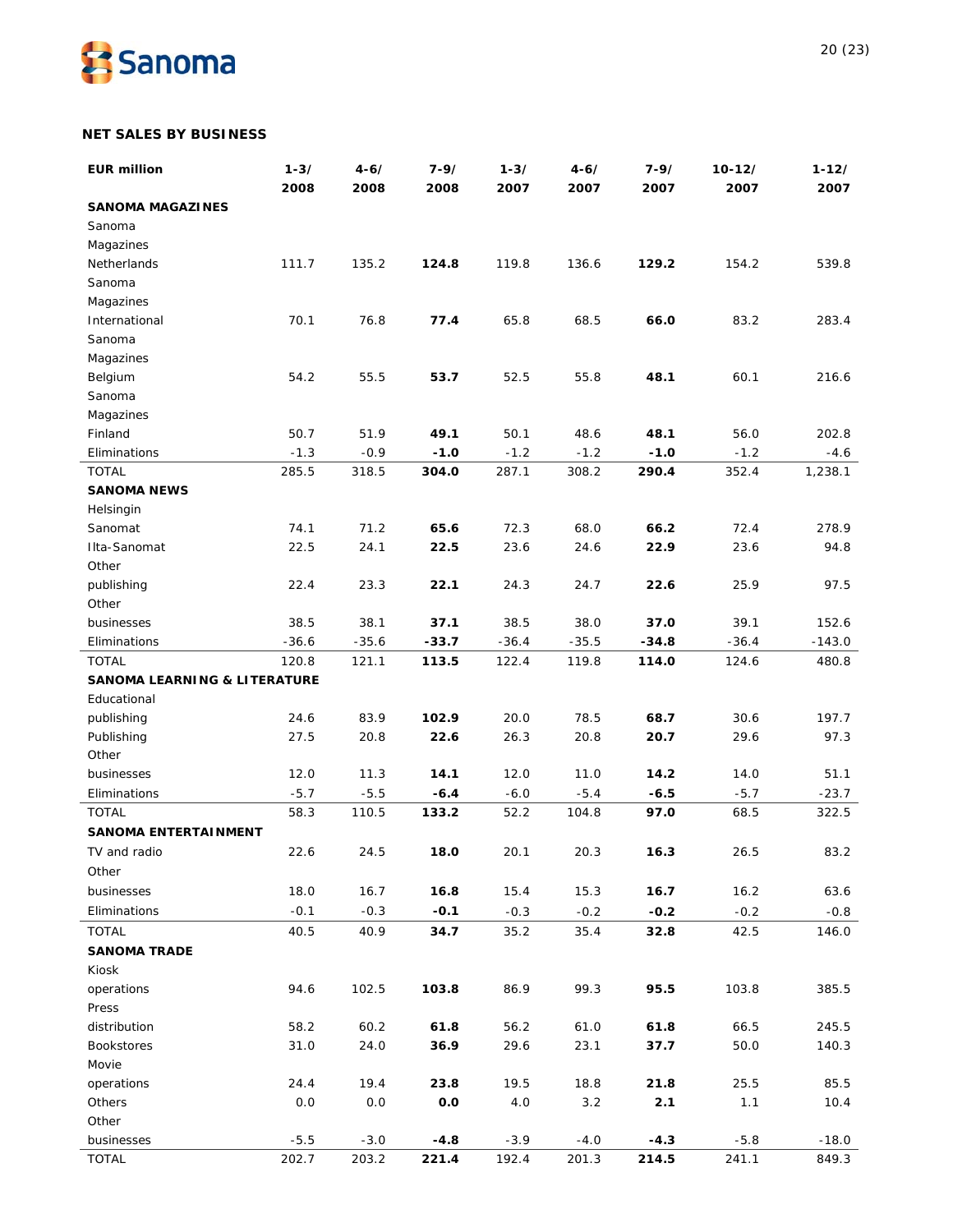## NET SALES BY BUSINESS

| EUR million | 1-3/ 2008 | 4-6/ 2008 | 7-9/ 2008 | 1-3/ 2007 | 4-6/ 2007 | 7-9/ 2007 | 10-12/ 2007 | 1-12/ 2007 |
|---|---|---|---|---|---|---|---|---|
| **SANOMA MAGAZINES** | | | | | | | | |
| Sanoma Magazines Netherlands | 111.7 | 135.2 | **124.8** | 119.8 | 136.6 | **129.2** | 154.2 | 539.8 |
| Sanoma Magazines International | 70.1 | 76.8 | **77.4** | 65.8 | 68.5 | **66.0** | 83.2 | 283.4 |
| Sanoma Magazines Belgium | 54.2 | 55.5 | **53.7** | 52.5 | 55.8 | **48.1** | 60.1 | 216.6 |
| Sanoma Magazines Finland | 50.7 | 51.9 | **49.1** | 50.1 | 48.6 | **48.1** | 56.0 | 202.8 |
| Eliminations | -1.3 | -0.9 | **-1.0** | -1.2 | -1.2 | **-1.0** | -1.2 | -4.6 |
| TOTAL | 285.5 | 318.5 | **304.0** | 287.1 | 308.2 | **290.4** | 352.4 | 1,238.1 |
| **SANOMA NEWS** | | | | | | | | |
| Helsingin Sanomat | 74.1 | 71.2 | **65.6** | 72.3 | 68.0 | **66.2** | 72.4 | 278.9 |
| Ilta-Sanomat | 22.5 | 24.1 | **22.5** | 23.6 | 24.6 | **22.9** | 23.6 | 94.8 |
| Other publishing | 22.4 | 23.3 | **22.1** | 24.3 | 24.7 | **22.6** | 25.9 | 97.5 |
| Other businesses | 38.5 | 38.1 | **37.1** | 38.5 | 38.0 | **37.0** | 39.1 | 152.6 |
| Eliminations | -36.6 | -35.6 | **-33.7** | -36.4 | -35.5 | **-34.8** | -36.4 | -143.0 |
| TOTAL | 120.8 | 121.1 | **113.5** | 122.4 | 119.8 | **114.0** | 124.6 | 480.8 |
| **SANOMA LEARNING & LITERATURE** | | | | | | | | |
| Educational publishing | 24.6 | 83.9 | **102.9** | 20.0 | 78.5 | **68.7** | 30.6 | 197.7 |
| Publishing | 27.5 | 20.8 | **22.6** | 26.3 | 20.8 | **20.7** | 29.6 | 97.3 |
| Other businesses | 12.0 | 11.3 | **14.1** | 12.0 | 11.0 | **14.2** | 14.0 | 51.1 |
| Eliminations | -5.7 | -5.5 | **-6.4** | -6.0 | -5.4 | **-6.5** | -5.7 | -23.7 |
| TOTAL | 58.3 | 110.5 | **133.2** | 52.2 | 104.8 | **97.0** | 68.5 | 322.5 |
| **SANOMA ENTERTAINMENT** | | | | | | | | |
| TV and radio | 22.6 | 24.5 | **18.0** | 20.1 | 20.3 | **16.3** | 26.5 | 83.2 |
| Other businesses | 18.0 | 16.7 | **16.8** | 15.4 | 15.3 | **16.7** | 16.2 | 63.6 |
| Eliminations | -0.1 | -0.3 | **-0.1** | -0.3 | -0.2 | **-0.2** | -0.2 | -0.8 |
| TOTAL | 40.5 | 40.9 | **34.7** | 35.2 | 35.4 | **32.8** | 42.5 | 146.0 |
| **SANOMA TRADE** | | | | | | | | |
| Kiosk operations | 94.6 | 102.5 | **103.8** | 86.9 | 99.3 | **95.5** | 103.8 | 385.5 |
| Press distribution | 58.2 | 60.2 | **61.8** | 56.2 | 61.0 | **61.8** | 66.5 | 245.5 |
| Bookstores | 31.0 | 24.0 | **36.9** | 29.6 | 23.1 | **37.7** | 50.0 | 140.3 |
| Movie operations | 24.4 | 19.4 | **23.8** | 19.5 | 18.8 | **21.8** | 25.5 | 85.5 |
| Others | 0.0 | 0.0 | **0.0** | 4.0 | 3.2 | **2.1** | 1.1 | 10.4 |
| Other businesses | -5.5 | -3.0 | **-4.8** | -3.9 | -4.0 | **-4.3** | -5.8 | -18.0 |
| TOTAL | 202.7 | 203.2 | **221.4** | 192.4 | 201.3 | **214.5** | 241.1 | 849.3 |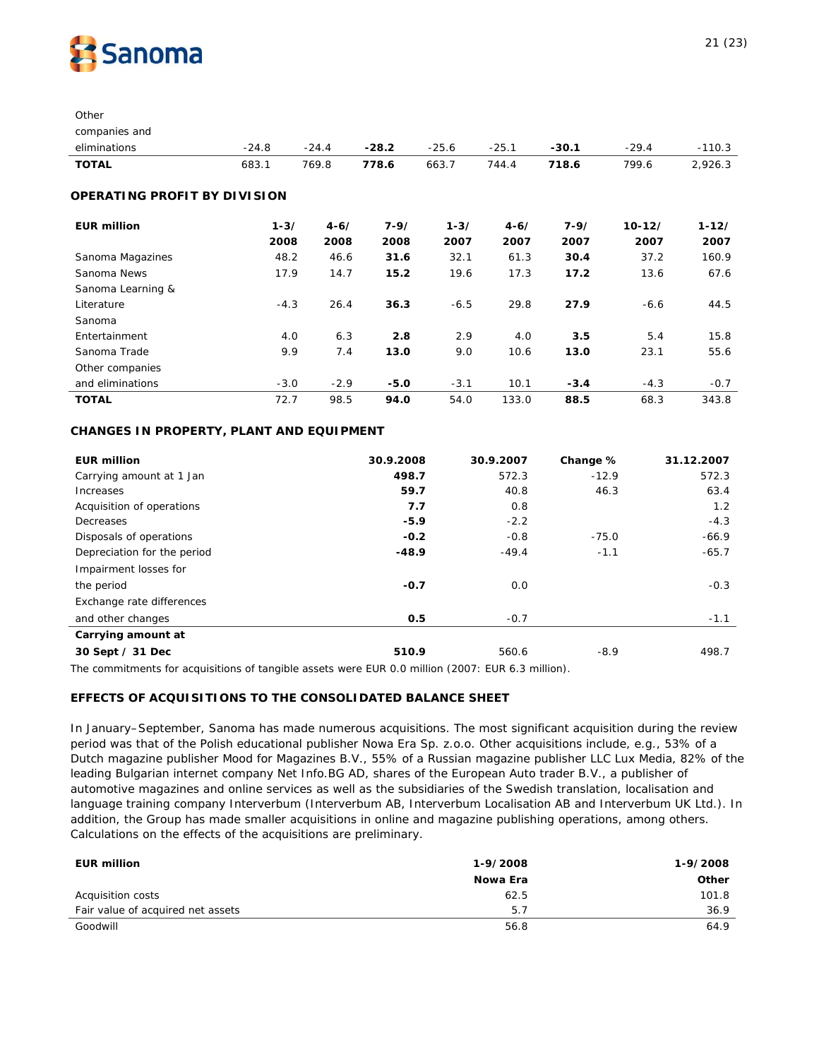| Other companies and eliminations | -24.8 | -24.4 | **-28.2** | -25.6 | -25.1 | **-30.1** | -29.4 | -110.3 |
|---|---|---|---|---|---|---|---|---|
| **TOTAL** | 683.1 | 769.8 | **778.6** | 663.7 | 744.4 | **718.6** | 799.6 | 2,926.3 |

**OPERATING PROFIT BY DIVISION**

| EUR million | 1-3/ 2008 | 4-6/ 2008 | 7-9/ 2008 | 1-3/ 2007 | 4-6/ 2007 | 7-9/ 2007 | 10-12/ 2007 | 1-12/ 2007 |
|---|---|---|---|---|---|---|---|---|
| Sanoma Magazines | 48.2 | 46.6 | **31.6** | 32.1 | 61.3 | **30.4** | 37.2 | 160.9 |
| Sanoma News | 17.9 | 14.7 | **15.2** | 19.6 | 17.3 | **17.2** | 13.6 | 67.6 |
| Sanoma Learning & Literature | -4.3 | 26.4 | **36.3** | -6.5 | 29.8 | **27.9** | -6.6 | 44.5 |
| Sanoma Entertainment | 4.0 | 6.3 | **2.8** | 2.9 | 4.0 | **3.5** | 5.4 | 15.8 |
| Sanoma Trade | 9.9 | 7.4 | **13.0** | 9.0 | 10.6 | **13.0** | 23.1 | 55.6 |
| Other companies and eliminations | -3.0 | -2.9 | **-5.0** | -3.1 | 10.1 | **-3.4** | -4.3 | -0.7 |
| **TOTAL** | 72.7 | 98.5 | **94.0** | 54.0 | 133.0 | **88.5** | 68.3 | 343.8 |

**CHANGES IN PROPERTY, PLANT AND EQUIPMENT**

| EUR million | 30.9.2008 | 30.9.2007 | Change % | 31.12.2007 |
|---|---|---|---|---|
| Carrying amount at 1 Jan | **498.7** | 572.3 | -12.9 | 572.3 |
| Increases | **59.7** | 40.8 | 46.3 | 63.4 |
| Acquisition of operations | **7.7** | 0.8 | | 1.2 |
| Decreases | **-5.9** | -2.2 | | -4.3 |
| Disposals of operations | **-0.2** | -0.8 | -75.0 | -66.9 |
| Depreciation for the period | **-48.9** | -49.4 | -1.1 | -65.7 |
| Impairment losses for the period | **-0.7** | 0.0 | | -0.3 |
| Exchange rate differences and other changes | **0.5** | -0.7 | | -1.1 |
| **Carrying amount at 30 Sept / 31 Dec** | **510.9** | 560.6 | -8.9 | 498.7 |

The commitments for acquisitions of tangible assets were EUR 0.0 million (2007: EUR 6.3 million).

**EFFECTS OF ACQUISITIONS TO THE CONSOLIDATED BALANCE SHEET**

In January–September, Sanoma has made numerous acquisitions. The most significant acquisition during the review period was that of the Polish educational publisher Nowa Era Sp. z.o.o. Other acquisitions include, e.g., 53% of a Dutch magazine publisher Mood for Magazines B.V., 55% of a Russian magazine publisher LLC Lux Media, 82% of the leading Bulgarian internet company Net Info.BG AD, shares of the European Auto trader B.V., a publisher of automotive magazines and online services as well as the subsidiaries of the Swedish translation, localisation and language training company Interverbum (Interverbum AB, Interverbum Localisation AB and Interverbum UK Ltd.). In addition, the Group has made smaller acquisitions in online and magazine publishing operations, among others. Calculations on the effects of the acquisitions are preliminary.

| EUR million | 1-9/2008 Nowa Era | 1-9/2008 Other |
|---|---|---|
| Acquisition costs | 62.5 | 101.8 |
| Fair value of acquired net assets | 5.7 | 36.9 |
| Goodwill | 56.8 | 64.9 |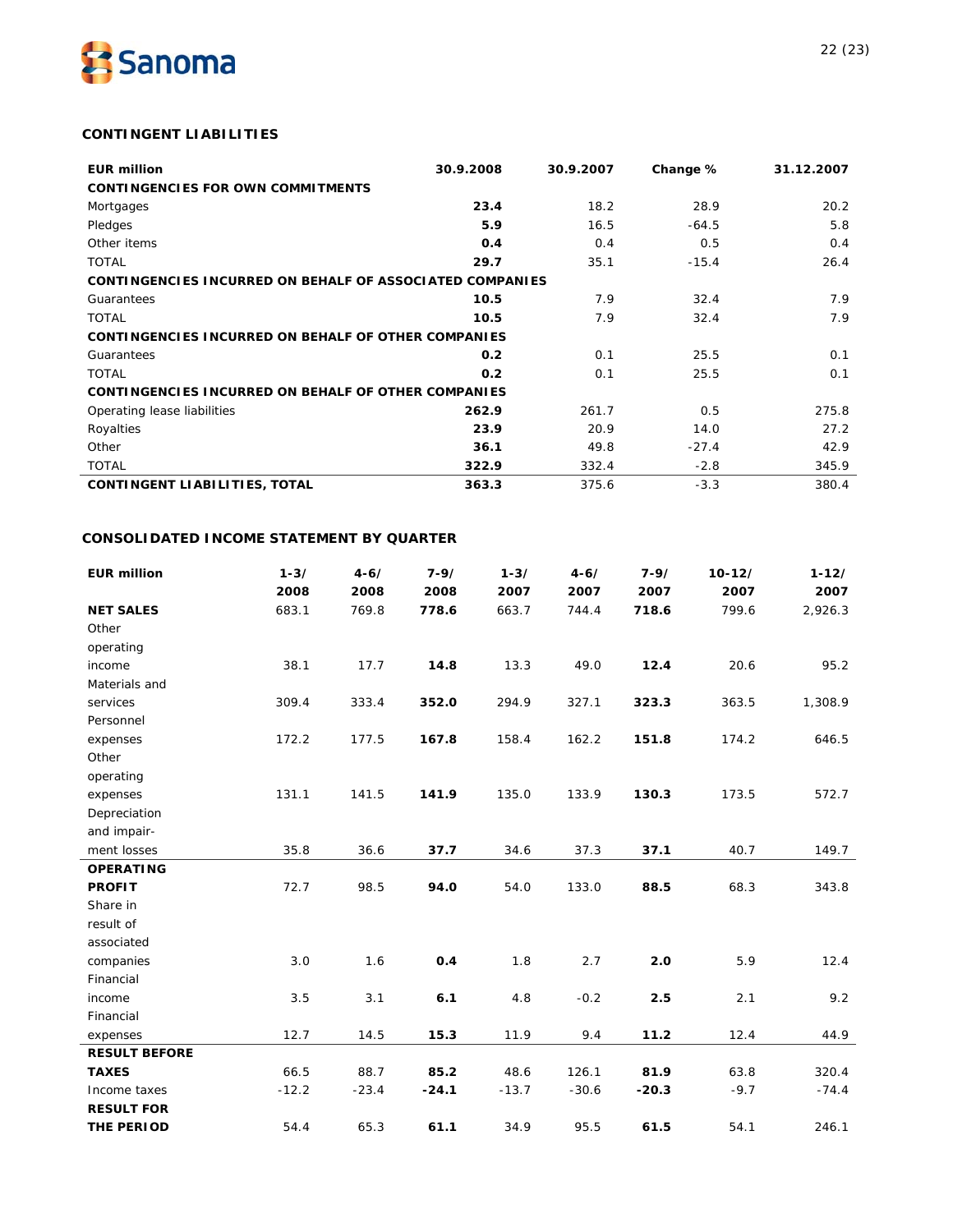## CONTINGENT LIABILITIES

| EUR million | 30.9.2008 | 30.9.2007 | Change % | 31.12.2007 |
|---|---|---|---|---|
| **CONTINGENCIES FOR OWN COMMITMENTS** | | | | |
| Mortgages | **23.4** | 18.2 | 28.9 | 20.2 |
| Pledges | **5.9** | 16.5 | -64.5 | 5.8 |
| Other items | **0.4** | 0.4 | 0.5 | 0.4 |
| TOTAL | **29.7** | 35.1 | -15.4 | 26.4 |
| **CONTINGENCIES INCURRED ON BEHALF OF ASSOCIATED COMPANIES** | | | | |
| Guarantees | **10.5** | 7.9 | 32.4 | 7.9 |
| TOTAL | **10.5** | 7.9 | 32.4 | 7.9 |
| **CONTINGENCIES INCURRED ON BEHALF OF OTHER COMPANIES** | | | | |
| Guarantees | **0.2** | 0.1 | 25.5 | 0.1 |
| TOTAL | **0.2** | 0.1 | 25.5 | 0.1 |
| **CONTINGENCIES INCURRED ON BEHALF OF OTHER COMPANIES** | | | | |
| Operating lease liabilities | **262.9** | 261.7 | 0.5 | 275.8 |
| Royalties | **23.9** | 20.9 | 14.0 | 27.2 |
| Other | **36.1** | 49.8 | -27.4 | 42.9 |
| TOTAL | **322.9** | 332.4 | -2.8 | 345.9 |
| **CONTINGENT LIABILITIES, TOTAL** | **363.3** | 375.6 | -3.3 | 380.4 |

## CONSOLIDATED INCOME STATEMENT BY QUARTER

| EUR million | 1-3/ 2008 | 4-6/ 2008 | 7-9/ 2008 | 1-3/ 2007 | 4-6/ 2007 | 7-9/ 2007 | 10-12/ 2007 | 1-12/ 2007 |
|---|---|---|---|---|---|---|---|---|
| **NET SALES** | 683.1 | 769.8 | **778.6** | 663.7 | 744.4 | **718.6** | 799.6 | 2,926.3 |
| Other operating income | 38.1 | 17.7 | **14.8** | 13.3 | 49.0 | **12.4** | 20.6 | 95.2 |
| Materials and services | 309.4 | 333.4 | **352.0** | 294.9 | 327.1 | **323.3** | 363.5 | 1,308.9 |
| Personnel expenses | 172.2 | 177.5 | **167.8** | 158.4 | 162.2 | **151.8** | 174.2 | 646.5 |
| Other operating expenses | 131.1 | 141.5 | **141.9** | 135.0 | 133.9 | **130.3** | 173.5 | 572.7 |
| Depreciation and impairment losses | 35.8 | 36.6 | **37.7** | 34.6 | 37.3 | **37.1** | 40.7 | 149.7 |
| **OPERATING PROFIT** | 72.7 | 98.5 | **94.0** | 54.0 | 133.0 | **88.5** | 68.3 | 343.8 |
| Share in result of associated companies | 3.0 | 1.6 | **0.4** | 1.8 | 2.7 | **2.0** | 5.9 | 12.4 |
| Financial income | 3.5 | 3.1 | **6.1** | 4.8 | -0.2 | **2.5** | 2.1 | 9.2 |
| Financial expenses | 12.7 | 14.5 | **15.3** | 11.9 | 9.4 | **11.2** | 12.4 | 44.9 |
| **RESULT BEFORE TAXES** | 66.5 | 88.7 | **85.2** | 48.6 | 126.1 | **81.9** | 63.8 | 320.4 |
| Income taxes | -12.2 | -23.4 | **-24.1** | -13.7 | -30.6 | **-20.3** | -9.7 | -74.4 |
| **RESULT FOR THE PERIOD** | 54.4 | 65.3 | **61.1** | 34.9 | 95.5 | **61.5** | 54.1 | 246.1 |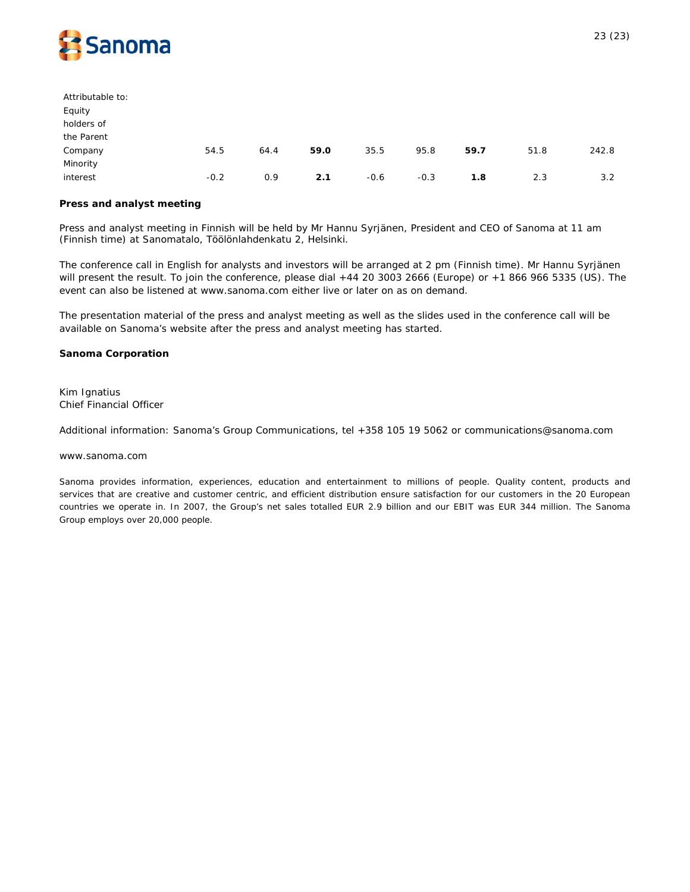| | | | | | | | | |
|---|---|---|---|---|---|---|---|---|
| Attributable to: | | | | | | | | |
| Equity holders of the Parent Company | 54.5 | 64.4 | **59.0** | 35.5 | 95.8 | **59.7** | 51.8 | 242.8 |
| Minority interest | -0.2 | 0.9 | **2.1** | -0.6 | -0.3 | **1.8** | 2.3 | 3.2 |

**Press and analyst meeting**

Press and analyst meeting in Finnish will be held by Mr Hannu Syrjänen, President and CEO of Sanoma at 11 am (Finnish time) at Sanomatalo, Töölönlahdenkatu 2, Helsinki.

The conference call in English for analysts and investors will be arranged at 2 pm (Finnish time). Mr Hannu Syrjänen will present the result. To join the conference, please dial +44 20 3003 2666 (Europe) or +1 866 966 5335 (US). The event can also be listened at www.sanoma.com either live or later on as on demand.

The presentation material of the press and analyst meeting as well as the slides used in the conference call will be available on Sanoma's website after the press and analyst meeting has started.

**Sanoma Corporation**

Kim Ignatius
Chief Financial Officer

Additional information: Sanoma's Group Communications, tel +358 105 19 5062 or communications@sanoma.com

www.sanoma.com

Sanoma provides information, experiences, education and entertainment to millions of people. Quality content, products and services that are creative and customer centric, and efficient distribution ensure satisfaction for our customers in the 20 European countries we operate in. In 2007, the Group's net sales totalled EUR 2.9 billion and our EBIT was EUR 344 million. The Sanoma Group employs over 20,000 people.